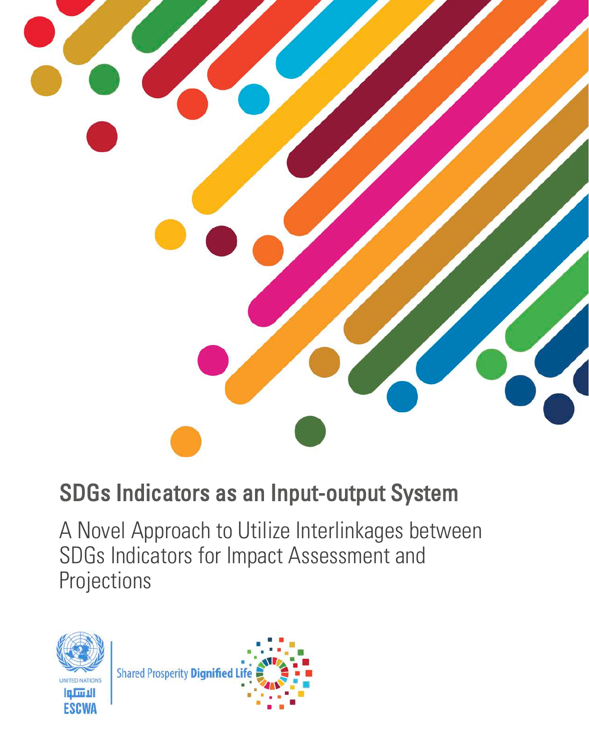# SDGs Indicators as an Input-output System

## A Novel Approach to Utilize Interlinkages between SDGs Indicators for Impact Assessment and Projections

UNITED NATIONS

الاسكوا

ESCWA

Shared Prosperity **Dignified Life**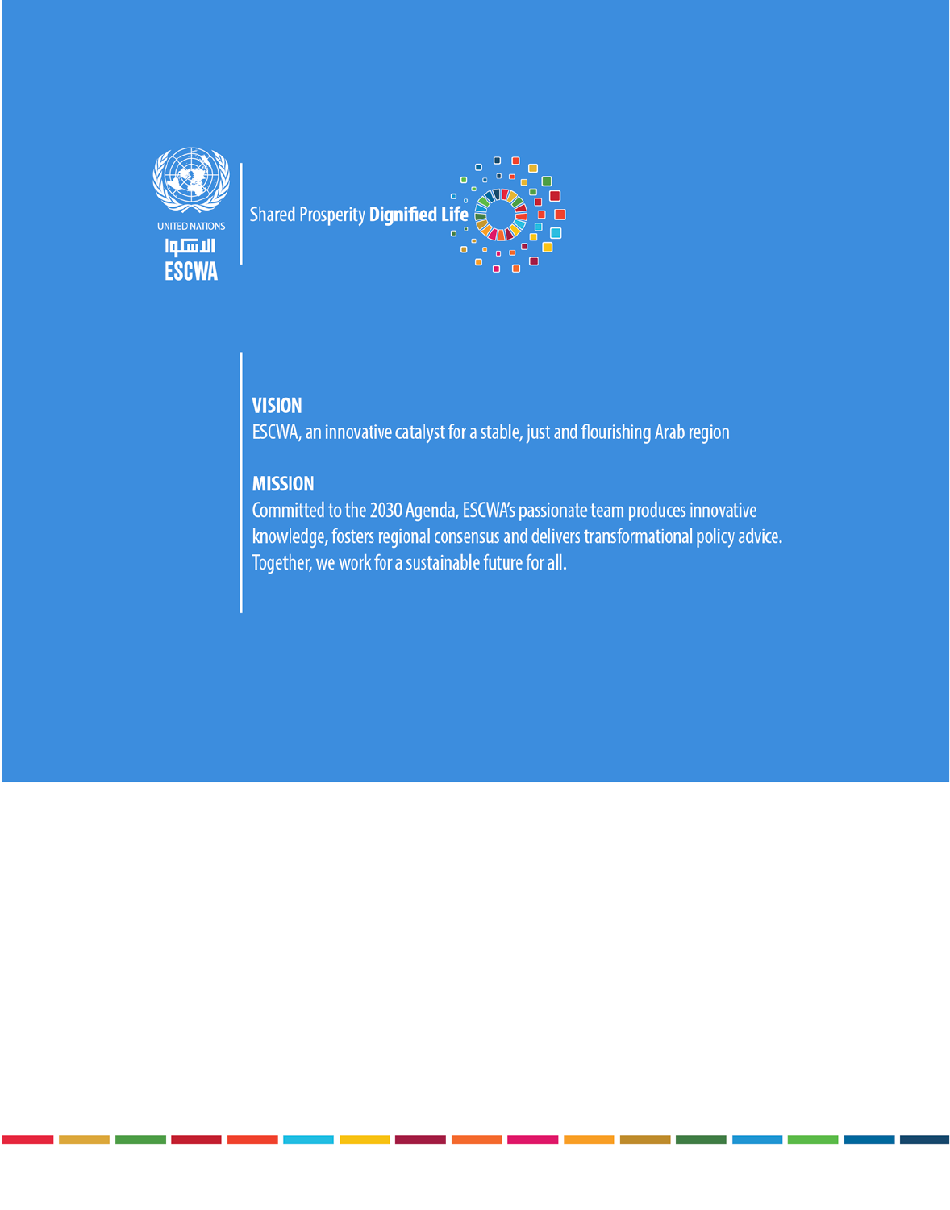UNITED NATIONS

الاسكوا

ESCWA

Shared Prosperity **Dignified Life**

**VISION**

ESCWA, an innovative catalyst for a stable, just and flourishing Arab region

**MISSION**

Committed to the 2030 Agenda, ESCWA's passionate team produces innovative knowledge, fosters regional consensus and delivers transformational policy advice. Together, we work for a sustainable future for all.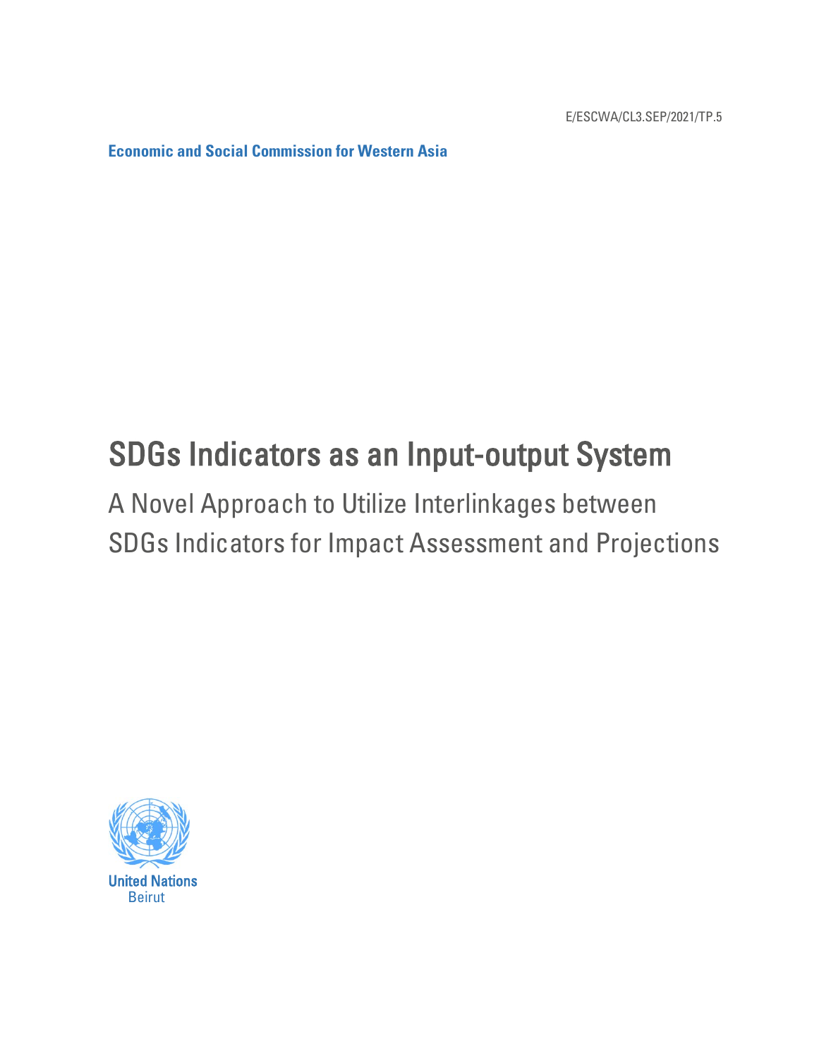E/ESCWA/CL3.SEP/2021/TP.5

**Economic and Social Commission for Western Asia**

# SDGs Indicators as an Input-output System

## A Novel Approach to Utilize Interlinkages between SDGs Indicators for Impact Assessment and Projections

United Nations
Beirut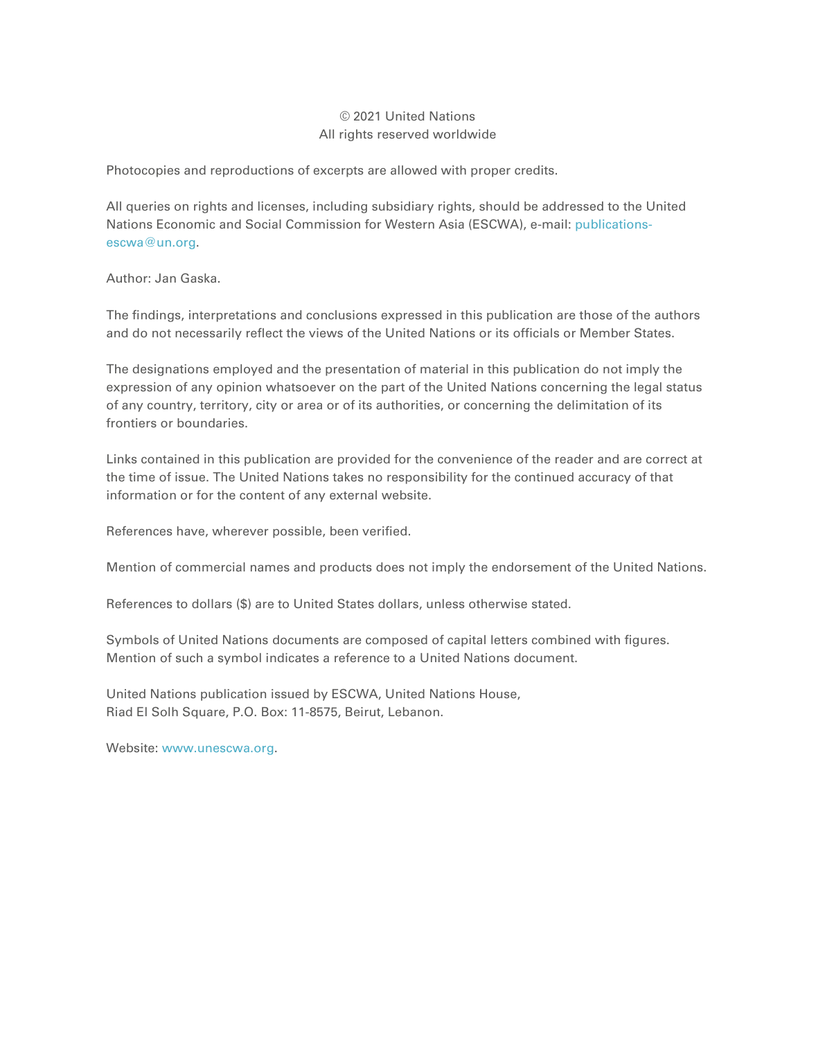© 2021 United Nations
All rights reserved worldwide

Photocopies and reproductions of excerpts are allowed with proper credits.

All queries on rights and licenses, including subsidiary rights, should be addressed to the United Nations Economic and Social Commission for Western Asia (ESCWA), e-mail: publications-escwa@un.org.

Author: Jan Gaska.

The findings, interpretations and conclusions expressed in this publication are those of the authors and do not necessarily reflect the views of the United Nations or its officials or Member States.

The designations employed and the presentation of material in this publication do not imply the expression of any opinion whatsoever on the part of the United Nations concerning the legal status of any country, territory, city or area or of its authorities, or concerning the delimitation of its frontiers or boundaries.

Links contained in this publication are provided for the convenience of the reader and are correct at the time of issue. The United Nations takes no responsibility for the continued accuracy of that information or for the content of any external website.

References have, wherever possible, been verified.

Mention of commercial names and products does not imply the endorsement of the United Nations.

References to dollars ($) are to United States dollars, unless otherwise stated.

Symbols of United Nations documents are composed of capital letters combined with figures. Mention of such a symbol indicates a reference to a United Nations document.

United Nations publication issued by ESCWA, United Nations House,
Riad El Solh Square, P.O. Box: 11-8575, Beirut, Lebanon.

Website: www.unescwa.org.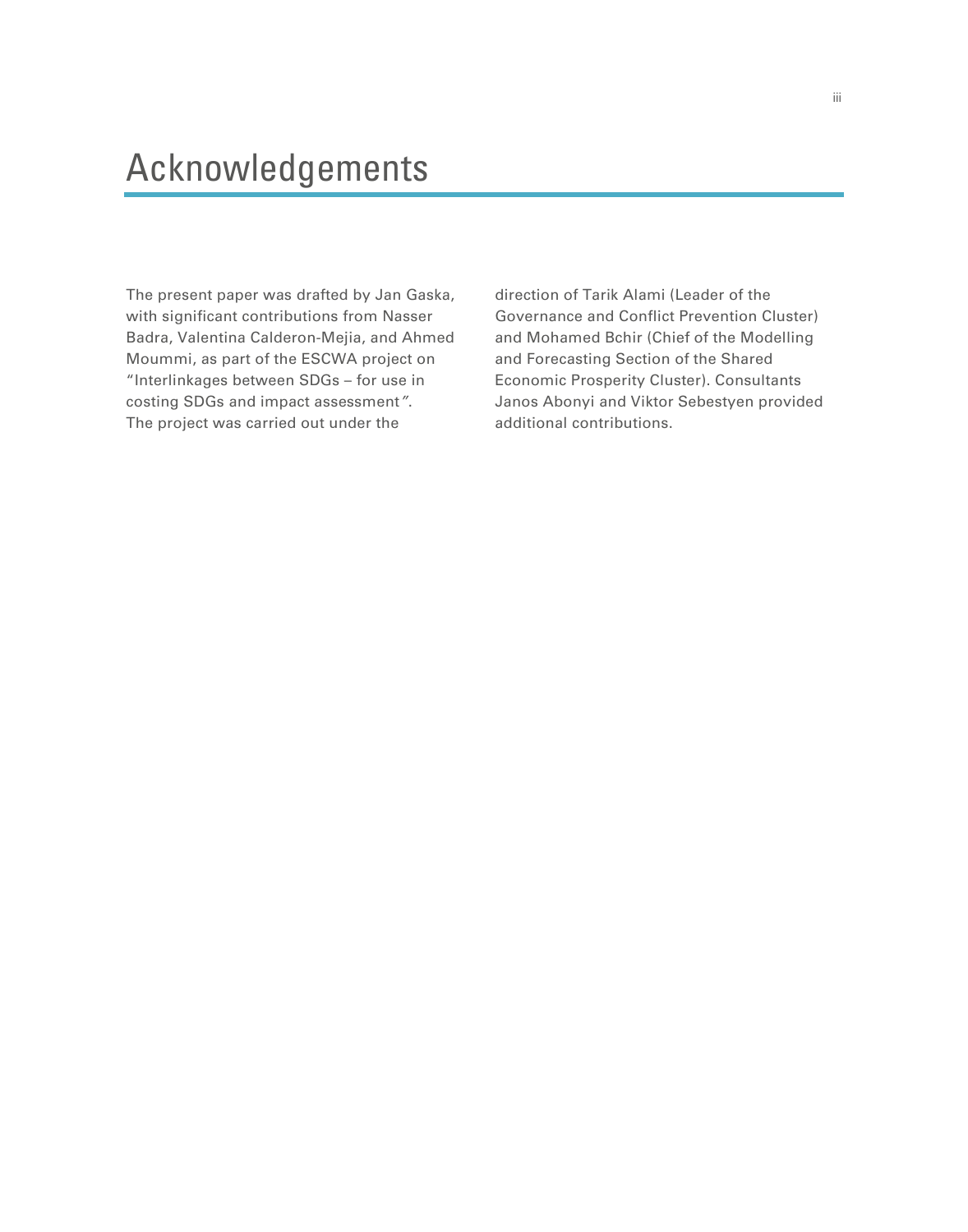# Acknowledgements

The present paper was drafted by Jan Gaska, with significant contributions from Nasser Badra, Valentina Calderon-Mejia, and Ahmed Moummi, as part of the ESCWA project on "Interlinkages between SDGs – for use in costing SDGs and impact assessment". The project was carried out under the direction of Tarik Alami (Leader of the Governance and Conflict Prevention Cluster) and Mohamed Bchir (Chief of the Modelling and Forecasting Section of the Shared Economic Prosperity Cluster). Consultants Janos Abonyi and Viktor Sebestyen provided additional contributions.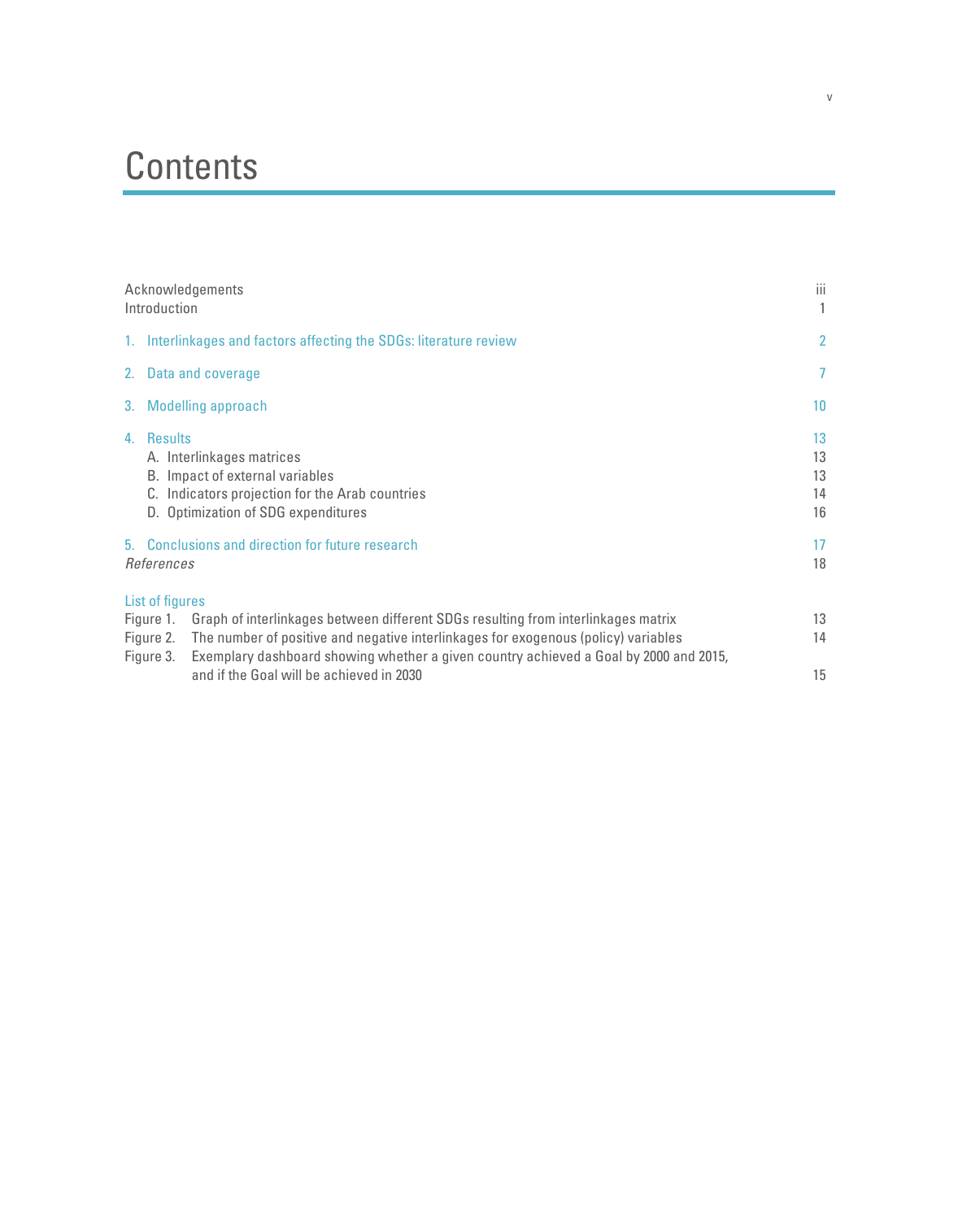# Contents

| | |
|---|---|
| Acknowledgements | iii |
| Introduction | 1 |
| 1. Interlinkages and factors affecting the SDGs: literature review | 2 |
| 2. Data and coverage | 7 |
| 3. Modelling approach | 10 |
| 4. Results | 13 |
| A. Interlinkages matrices | 13 |
| B. Impact of external variables | 13 |
| C. Indicators projection for the Arab countries | 14 |
| D. Optimization of SDG expenditures | 16 |
| 5. Conclusions and direction for future research | 17 |
| *References* | 18 |

**List of figures**

| | |
|---|---|
| Figure 1. Graph of interlinkages between different SDGs resulting from interlinkages matrix | 13 |
| Figure 2. The number of positive and negative interlinkages for exogenous (policy) variables | 14 |
| Figure 3. Exemplary dashboard showing whether a given country achieved a Goal by 2000 and 2015, and if the Goal will be achieved in 2030 | 15 |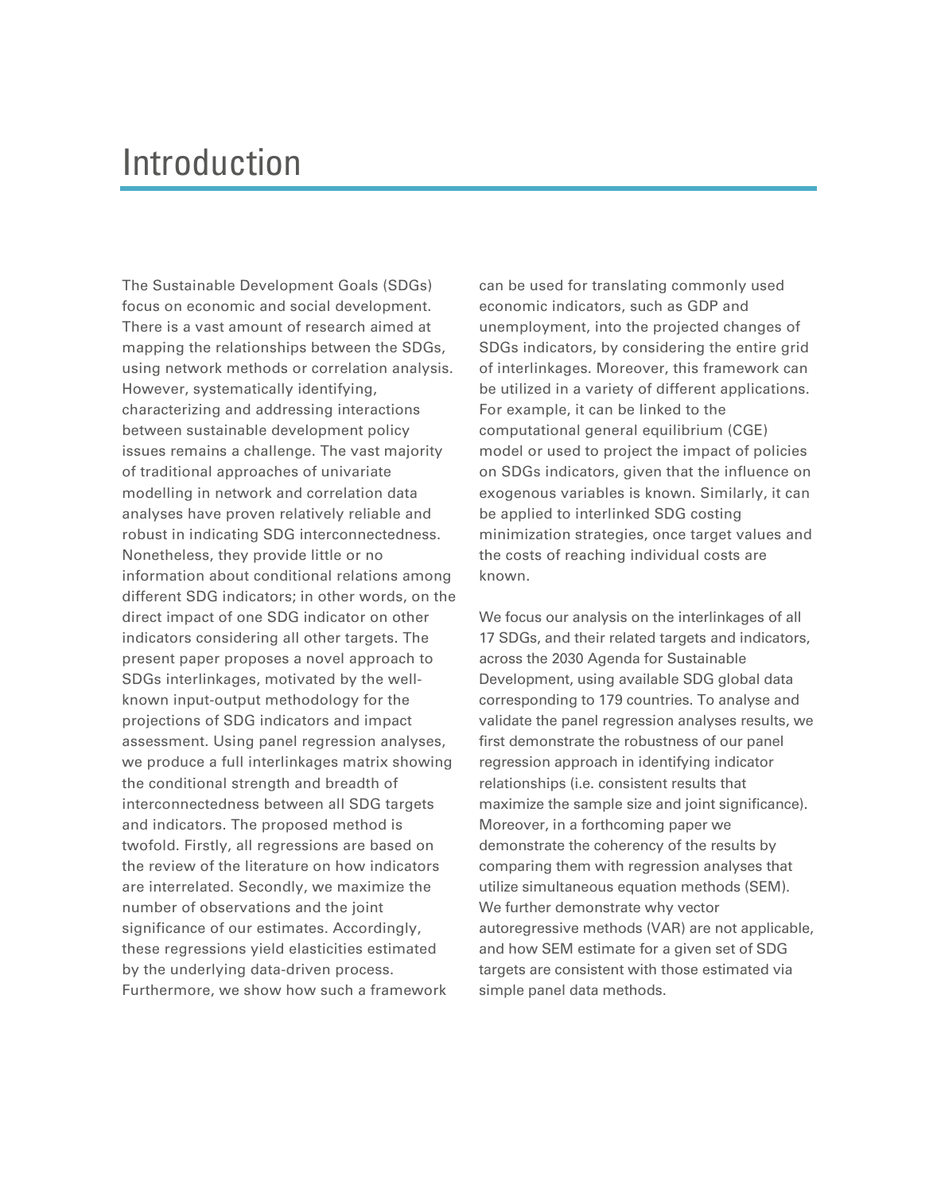# Introduction

The Sustainable Development Goals (SDGs) focus on economic and social development. There is a vast amount of research aimed at mapping the relationships between the SDGs, using network methods or correlation analysis. However, systematically identifying, characterizing and addressing interactions between sustainable development policy issues remains a challenge. The vast majority of traditional approaches of univariate modelling in network and correlation data analyses have proven relatively reliable and robust in indicating SDG interconnectedness. Nonetheless, they provide little or no information about conditional relations among different SDG indicators; in other words, on the direct impact of one SDG indicator on other indicators considering all other targets. The present paper proposes a novel approach to SDGs interlinkages, motivated by the well-known input-output methodology for the projections of SDG indicators and impact assessment. Using panel regression analyses, we produce a full interlinkages matrix showing the conditional strength and breadth of interconnectedness between all SDG targets and indicators. The proposed method is twofold. Firstly, all regressions are based on the review of the literature on how indicators are interrelated. Secondly, we maximize the number of observations and the joint significance of our estimates. Accordingly, these regressions yield elasticities estimated by the underlying data-driven process. Furthermore, we show how such a framework can be used for translating commonly used economic indicators, such as GDP and unemployment, into the projected changes of SDGs indicators, by considering the entire grid of interlinkages. Moreover, this framework can be utilized in a variety of different applications. For example, it can be linked to the computational general equilibrium (CGE) model or used to project the impact of policies on SDGs indicators, given that the influence on exogenous variables is known. Similarly, it can be applied to interlinked SDG costing minimization strategies, once target values and the costs of reaching individual costs are known.

We focus our analysis on the interlinkages of all 17 SDGs, and their related targets and indicators, across the 2030 Agenda for Sustainable Development, using available SDG global data corresponding to 179 countries. To analyse and validate the panel regression analyses results, we first demonstrate the robustness of our panel regression approach in identifying indicator relationships (i.e. consistent results that maximize the sample size and joint significance). Moreover, in a forthcoming paper we demonstrate the coherency of the results by comparing them with regression analyses that utilize simultaneous equation methods (SEM). We further demonstrate why vector autoregressive methods (VAR) are not applicable, and how SEM estimate for a given set of SDG targets are consistent with those estimated via simple panel data methods.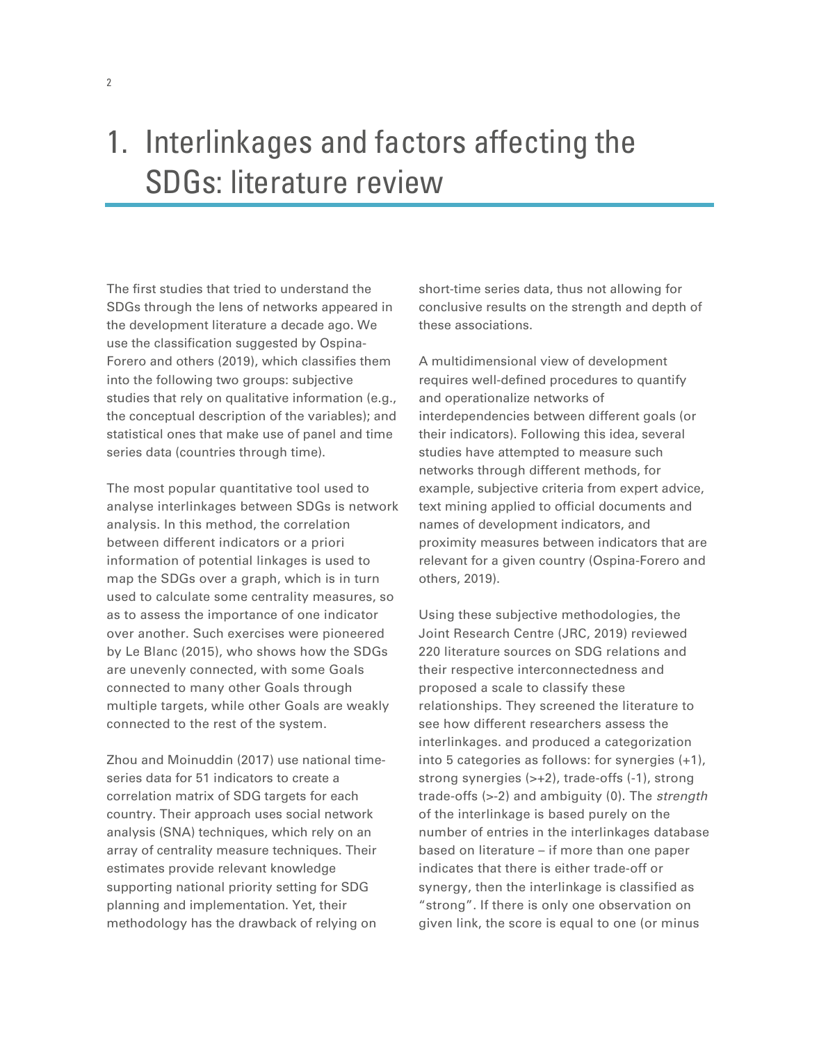# 1. Interlinkages and factors affecting the SDGs: literature review

The first studies that tried to understand the SDGs through the lens of networks appeared in the development literature a decade ago. We use the classification suggested by Ospina-Forero and others (2019), which classifies them into the following two groups: subjective studies that rely on qualitative information (e.g., the conceptual description of the variables); and statistical ones that make use of panel and time series data (countries through time).

The most popular quantitative tool used to analyse interlinkages between SDGs is network analysis. In this method, the correlation between different indicators or a priori information of potential linkages is used to map the SDGs over a graph, which is in turn used to calculate some centrality measures, so as to assess the importance of one indicator over another. Such exercises were pioneered by Le Blanc (2015), who shows how the SDGs are unevenly connected, with some Goals connected to many other Goals through multiple targets, while other Goals are weakly connected to the rest of the system.

Zhou and Moinuddin (2017) use national time-series data for 51 indicators to create a correlation matrix of SDG targets for each country. Their approach uses social network analysis (SNA) techniques, which rely on an array of centrality measure techniques. Their estimates provide relevant knowledge supporting national priority setting for SDG planning and implementation. Yet, their methodology has the drawback of relying on short-time series data, thus not allowing for conclusive results on the strength and depth of these associations.

A multidimensional view of development requires well-defined procedures to quantify and operationalize networks of interdependencies between different goals (or their indicators). Following this idea, several studies have attempted to measure such networks through different methods, for example, subjective criteria from expert advice, text mining applied to official documents and names of development indicators, and proximity measures between indicators that are relevant for a given country (Ospina-Forero and others, 2019).

Using these subjective methodologies, the Joint Research Centre (JRC, 2019) reviewed 220 literature sources on SDG relations and their respective interconnectedness and proposed a scale to classify these relationships. They screened the literature to see how different researchers assess the interlinkages. and produced a categorization into 5 categories as follows: for synergies (+1), strong synergies (>+2), trade-offs (-1), strong trade-offs (>-2) and ambiguity (0). The *strength* of the interlinkage is based purely on the number of entries in the interlinkages database based on literature – if more than one paper indicates that there is either trade-off or synergy, then the interlinkage is classified as "strong". If there is only one observation on given link, the score is equal to one (or minus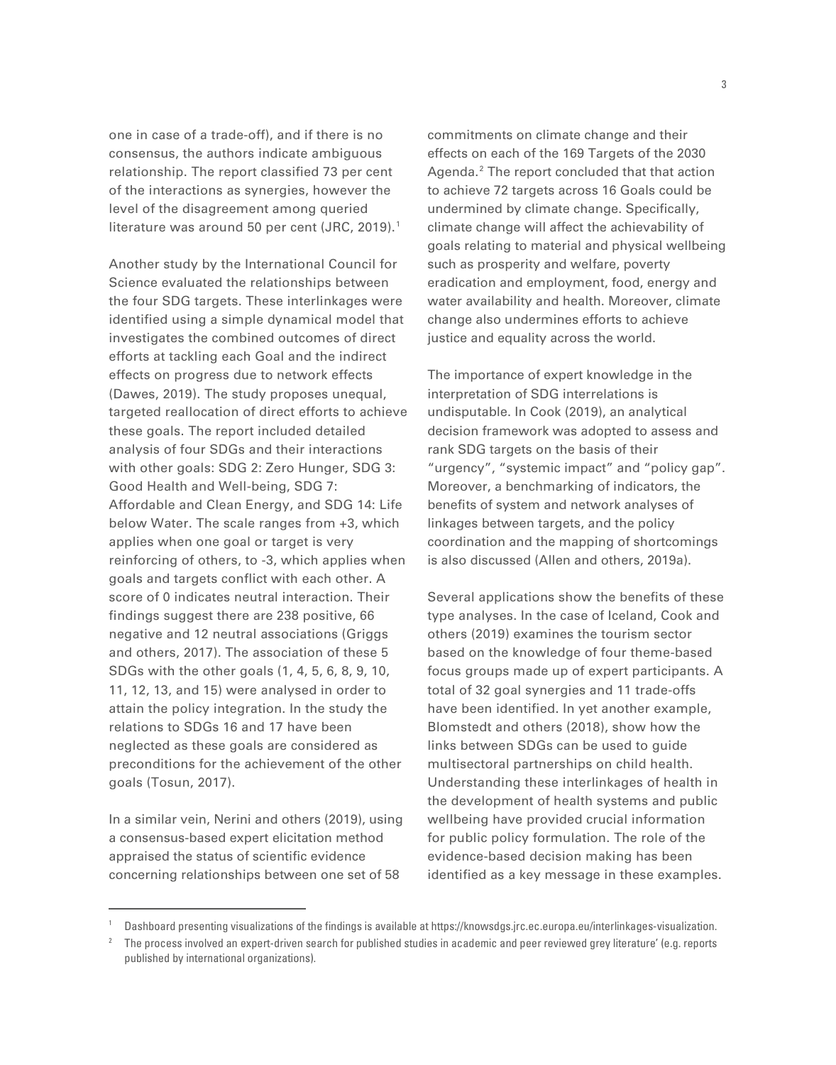one in case of a trade-off), and if there is no consensus, the authors indicate ambiguous relationship. The report classified 73 per cent of the interactions as synergies, however the level of the disagreement among queried literature was around 50 per cent (JRC, 2019).[1]

Another study by the International Council for Science evaluated the relationships between the four SDG targets. These interlinkages were identified using a simple dynamical model that investigates the combined outcomes of direct efforts at tackling each Goal and the indirect effects on progress due to network effects (Dawes, 2019). The study proposes unequal, targeted reallocation of direct efforts to achieve these goals. The report included detailed analysis of four SDGs and their interactions with other goals: SDG 2: Zero Hunger, SDG 3: Good Health and Well-being, SDG 7: Affordable and Clean Energy, and SDG 14: Life below Water. The scale ranges from +3, which applies when one goal or target is very reinforcing of others, to -3, which applies when goals and targets conflict with each other. A score of 0 indicates neutral interaction. Their findings suggest there are 238 positive, 66 negative and 12 neutral associations (Griggs and others, 2017). The association of these 5 SDGs with the other goals (1, 4, 5, 6, 8, 9, 10, 11, 12, 13, and 15) were analysed in order to attain the policy integration. In the study the relations to SDGs 16 and 17 have been neglected as these goals are considered as preconditions for the achievement of the other goals (Tosun, 2017).

In a similar vein, Nerini and others (2019), using a consensus-based expert elicitation method appraised the status of scientific evidence concerning relationships between one set of 58 commitments on climate change and their effects on each of the 169 Targets of the 2030 Agenda.[2] The report concluded that that action to achieve 72 targets across 16 Goals could be undermined by climate change. Specifically, climate change will affect the achievability of goals relating to material and physical wellbeing such as prosperity and welfare, poverty eradication and employment, food, energy and water availability and health. Moreover, climate change also undermines efforts to achieve justice and equality across the world.

The importance of expert knowledge in the interpretation of SDG interrelations is undisputable. In Cook (2019), an analytical decision framework was adopted to assess and rank SDG targets on the basis of their "urgency", "systemic impact" and "policy gap". Moreover, a benchmarking of indicators, the benefits of system and network analyses of linkages between targets, and the policy coordination and the mapping of shortcomings is also discussed (Allen and others, 2019a).

Several applications show the benefits of these type analyses. In the case of Iceland, Cook and others (2019) examines the tourism sector based on the knowledge of four theme-based focus groups made up of expert participants. A total of 32 goal synergies and 11 trade-offs have been identified. In yet another example, Blomstedt and others (2018), show how the links between SDGs can be used to guide multisectoral partnerships on child health. Understanding these interlinkages of health in the development of health systems and public wellbeing have provided crucial information for public policy formulation. The role of the evidence-based decision making has been identified as a key message in these examples.

---

[1] Dashboard presenting visualizations of the findings is available at https://knowsdgs.jrc.ec.europa.eu/interlinkages-visualization.

[2] The process involved an expert-driven search for published studies in academic and peer reviewed grey literature' (e.g. reports published by international organizations).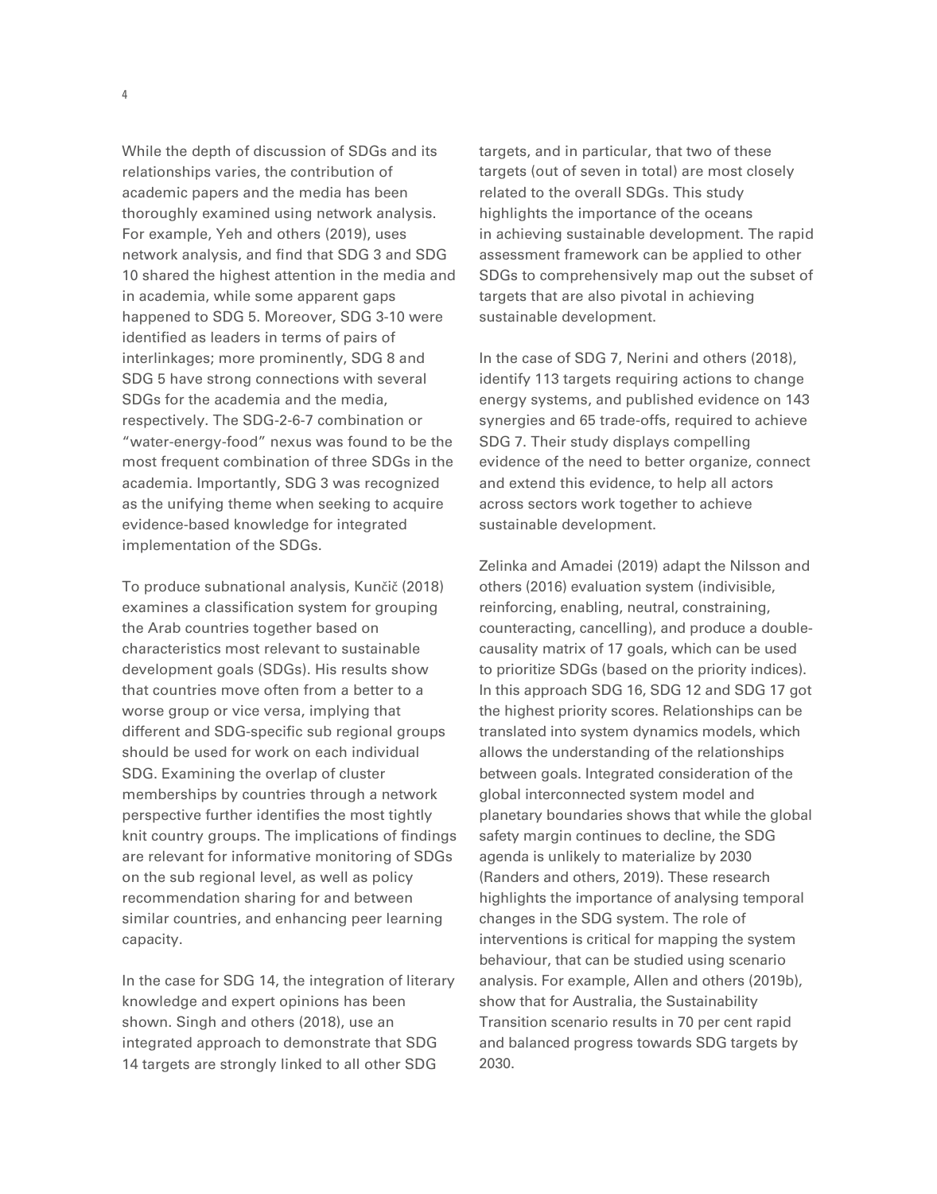While the depth of discussion of SDGs and its relationships varies, the contribution of academic papers and the media has been thoroughly examined using network analysis. For example, Yeh and others (2019), uses network analysis, and find that SDG 3 and SDG 10 shared the highest attention in the media and in academia, while some apparent gaps happened to SDG 5. Moreover, SDG 3-10 were identified as leaders in terms of pairs of interlinkages; more prominently, SDG 8 and SDG 5 have strong connections with several SDGs for the academia and the media, respectively. The SDG-2-6-7 combination or "water-energy-food" nexus was found to be the most frequent combination of three SDGs in the academia. Importantly, SDG 3 was recognized as the unifying theme when seeking to acquire evidence-based knowledge for integrated implementation of the SDGs.

To produce subnational analysis, Kunčič (2018) examines a classification system for grouping the Arab countries together based on characteristics most relevant to sustainable development goals (SDGs). His results show that countries move often from a better to a worse group or vice versa, implying that different and SDG-specific sub regional groups should be used for work on each individual SDG. Examining the overlap of cluster memberships by countries through a network perspective further identifies the most tightly knit country groups. The implications of findings are relevant for informative monitoring of SDGs on the sub regional level, as well as policy recommendation sharing for and between similar countries, and enhancing peer learning capacity.

In the case for SDG 14, the integration of literary knowledge and expert opinions has been shown. Singh and others (2018), use an integrated approach to demonstrate that SDG 14 targets are strongly linked to all other SDG targets, and in particular, that two of these targets (out of seven in total) are most closely related to the overall SDGs. This study highlights the importance of the oceans in achieving sustainable development. The rapid assessment framework can be applied to other SDGs to comprehensively map out the subset of targets that are also pivotal in achieving sustainable development.

In the case of SDG 7, Nerini and others (2018), identify 113 targets requiring actions to change energy systems, and published evidence on 143 synergies and 65 trade-offs, required to achieve SDG 7. Their study displays compelling evidence of the need to better organize, connect and extend this evidence, to help all actors across sectors work together to achieve sustainable development.

Zelinka and Amadei (2019) adapt the Nilsson and others (2016) evaluation system (indivisible, reinforcing, enabling, neutral, constraining, counteracting, cancelling), and produce a double-causality matrix of 17 goals, which can be used to prioritize SDGs (based on the priority indices). In this approach SDG 16, SDG 12 and SDG 17 got the highest priority scores. Relationships can be translated into system dynamics models, which allows the understanding of the relationships between goals. Integrated consideration of the global interconnected system model and planetary boundaries shows that while the global safety margin continues to decline, the SDG agenda is unlikely to materialize by 2030 (Randers and others, 2019). These research highlights the importance of analysing temporal changes in the SDG system. The role of interventions is critical for mapping the system behaviour, that can be studied using scenario analysis. For example, Allen and others (2019b), show that for Australia, the Sustainability Transition scenario results in 70 per cent rapid and balanced progress towards SDG targets by 2030.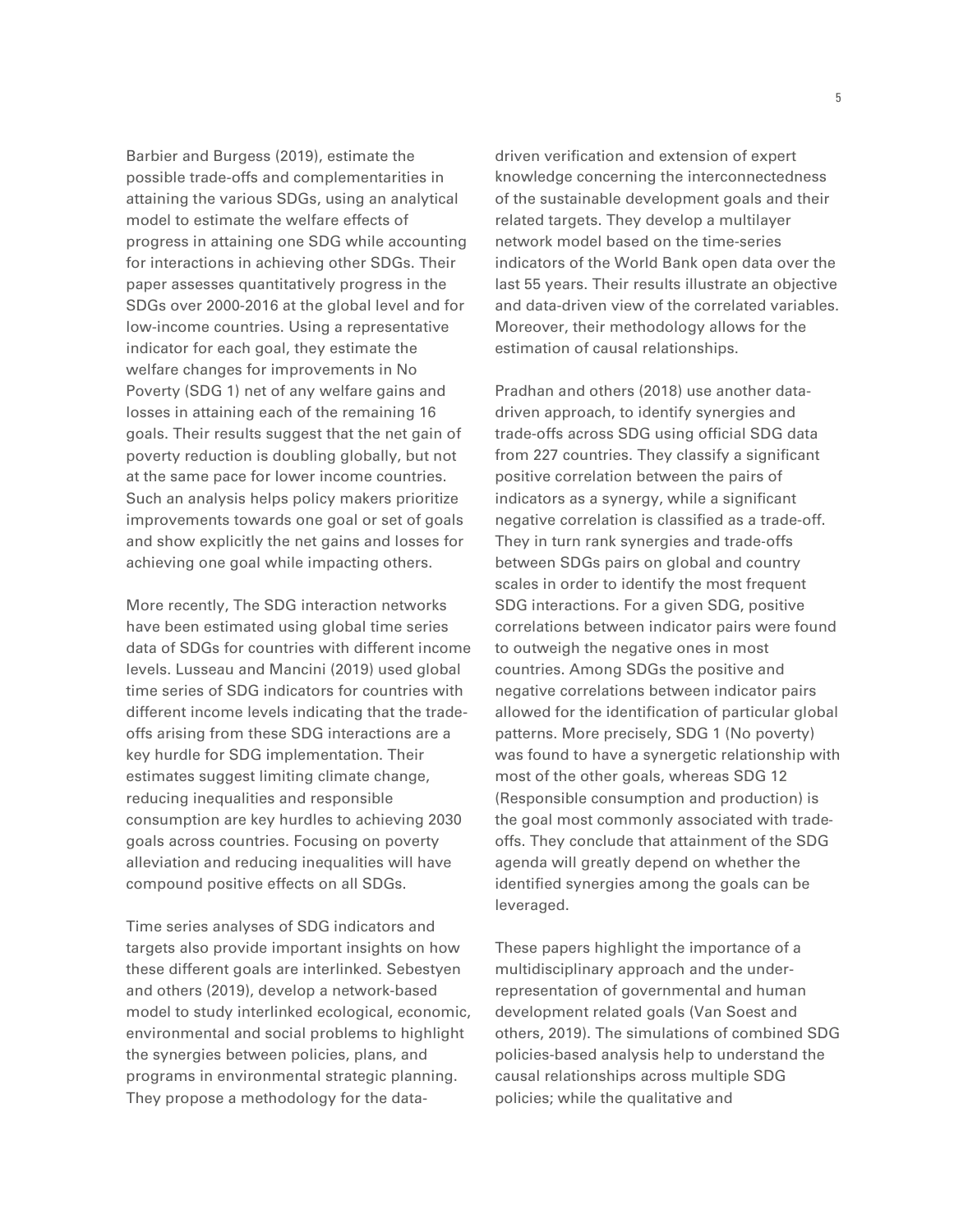Barbier and Burgess (2019), estimate the possible trade-offs and complementarities in attaining the various SDGs, using an analytical model to estimate the welfare effects of progress in attaining one SDG while accounting for interactions in achieving other SDGs. Their paper assesses quantitatively progress in the SDGs over 2000-2016 at the global level and for low-income countries. Using a representative indicator for each goal, they estimate the welfare changes for improvements in No Poverty (SDG 1) net of any welfare gains and losses in attaining each of the remaining 16 goals. Their results suggest that the net gain of poverty reduction is doubling globally, but not at the same pace for lower income countries. Such an analysis helps policy makers prioritize improvements towards one goal or set of goals and show explicitly the net gains and losses for achieving one goal while impacting others.

More recently, The SDG interaction networks have been estimated using global time series data of SDGs for countries with different income levels. Lusseau and Mancini (2019) used global time series of SDG indicators for countries with different income levels indicating that the trade-offs arising from these SDG interactions are a key hurdle for SDG implementation. Their estimates suggest limiting climate change, reducing inequalities and responsible consumption are key hurdles to achieving 2030 goals across countries. Focusing on poverty alleviation and reducing inequalities will have compound positive effects on all SDGs.

Time series analyses of SDG indicators and targets also provide important insights on how these different goals are interlinked. Sebestyen and others (2019), develop a network-based model to study interlinked ecological, economic, environmental and social problems to highlight the synergies between policies, plans, and programs in environmental strategic planning. They propose a methodology for the data-driven verification and extension of expert knowledge concerning the interconnectedness of the sustainable development goals and their related targets. They develop a multilayer network model based on the time-series indicators of the World Bank open data over the last 55 years. Their results illustrate an objective and data-driven view of the correlated variables. Moreover, their methodology allows for the estimation of causal relationships.

Pradhan and others (2018) use another data-driven approach, to identify synergies and trade-offs across SDG using official SDG data from 227 countries. They classify a significant positive correlation between the pairs of indicators as a synergy, while a significant negative correlation is classified as a trade-off. They in turn rank synergies and trade-offs between SDGs pairs on global and country scales in order to identify the most frequent SDG interactions. For a given SDG, positive correlations between indicator pairs were found to outweigh the negative ones in most countries. Among SDGs the positive and negative correlations between indicator pairs allowed for the identification of particular global patterns. More precisely, SDG 1 (No poverty) was found to have a synergetic relationship with most of the other goals, whereas SDG 12 (Responsible consumption and production) is the goal most commonly associated with trade-offs. They conclude that attainment of the SDG agenda will greatly depend on whether the identified synergies among the goals can be leveraged.

These papers highlight the importance of a multidisciplinary approach and the under-representation of governmental and human development related goals (Van Soest and others, 2019). The simulations of combined SDG policies-based analysis help to understand the causal relationships across multiple SDG policies; while the qualitative and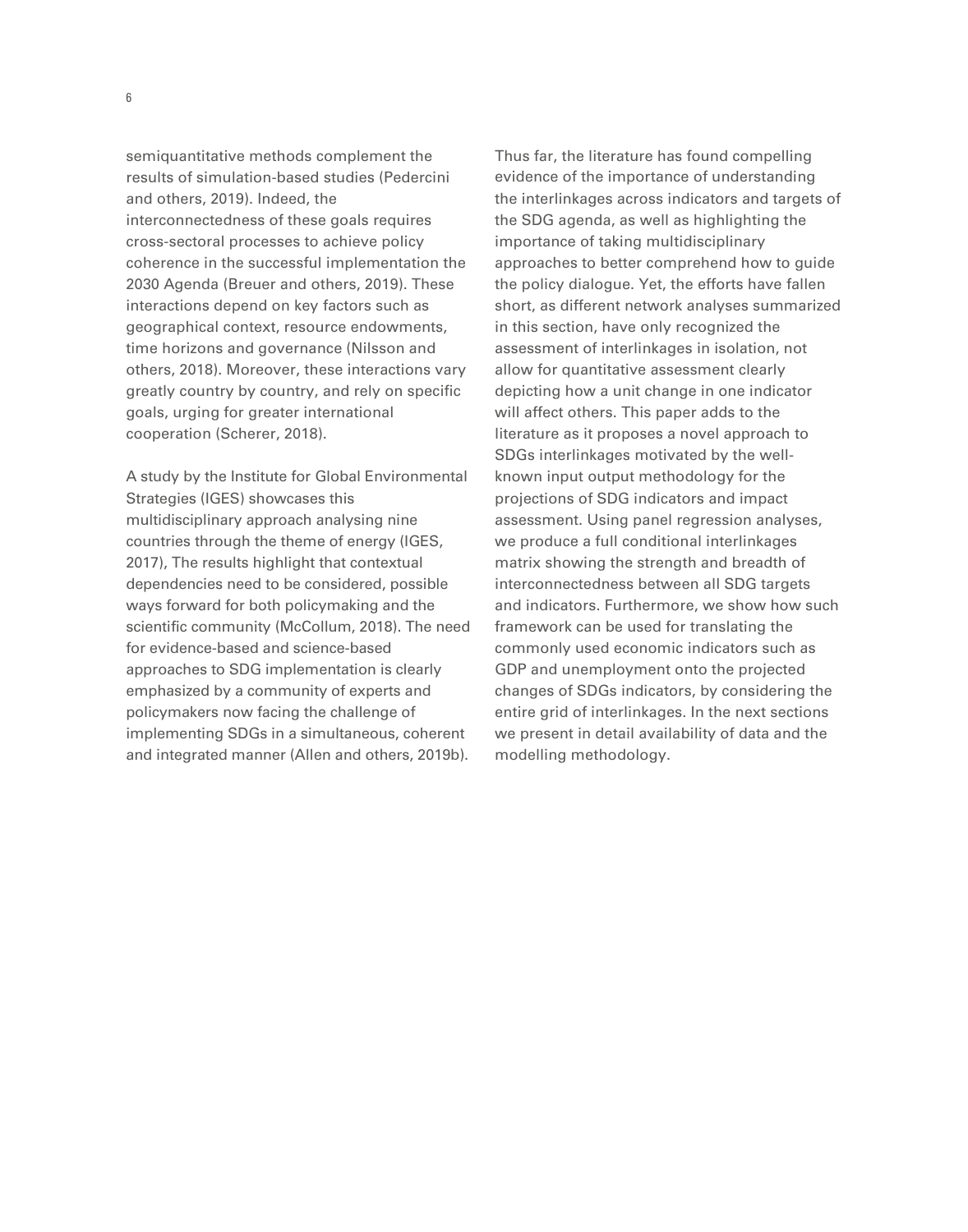semiquantitative methods complement the results of simulation-based studies (Pedercini and others, 2019). Indeed, the interconnectedness of these goals requires cross-sectoral processes to achieve policy coherence in the successful implementation the 2030 Agenda (Breuer and others, 2019). These interactions depend on key factors such as geographical context, resource endowments, time horizons and governance (Nilsson and others, 2018). Moreover, these interactions vary greatly country by country, and rely on specific goals, urging for greater international cooperation (Scherer, 2018).

A study by the Institute for Global Environmental Strategies (IGES) showcases this multidisciplinary approach analysing nine countries through the theme of energy (IGES, 2017), The results highlight that contextual dependencies need to be considered, possible ways forward for both policymaking and the scientific community (McCollum, 2018). The need for evidence-based and science-based approaches to SDG implementation is clearly emphasized by a community of experts and policymakers now facing the challenge of implementing SDGs in a simultaneous, coherent and integrated manner (Allen and others, 2019b).

Thus far, the literature has found compelling evidence of the importance of understanding the interlinkages across indicators and targets of the SDG agenda, as well as highlighting the importance of taking multidisciplinary approaches to better comprehend how to guide the policy dialogue. Yet, the efforts have fallen short, as different network analyses summarized in this section, have only recognized the assessment of interlinkages in isolation, not allow for quantitative assessment clearly depicting how a unit change in one indicator will affect others. This paper adds to the literature as it proposes a novel approach to SDGs interlinkages motivated by the well-known input output methodology for the projections of SDG indicators and impact assessment. Using panel regression analyses, we produce a full conditional interlinkages matrix showing the strength and breadth of interconnectedness between all SDG targets and indicators. Furthermore, we show how such framework can be used for translating the commonly used economic indicators such as GDP and unemployment onto the projected changes of SDGs indicators, by considering the entire grid of interlinkages. In the next sections we present in detail availability of data and the modelling methodology.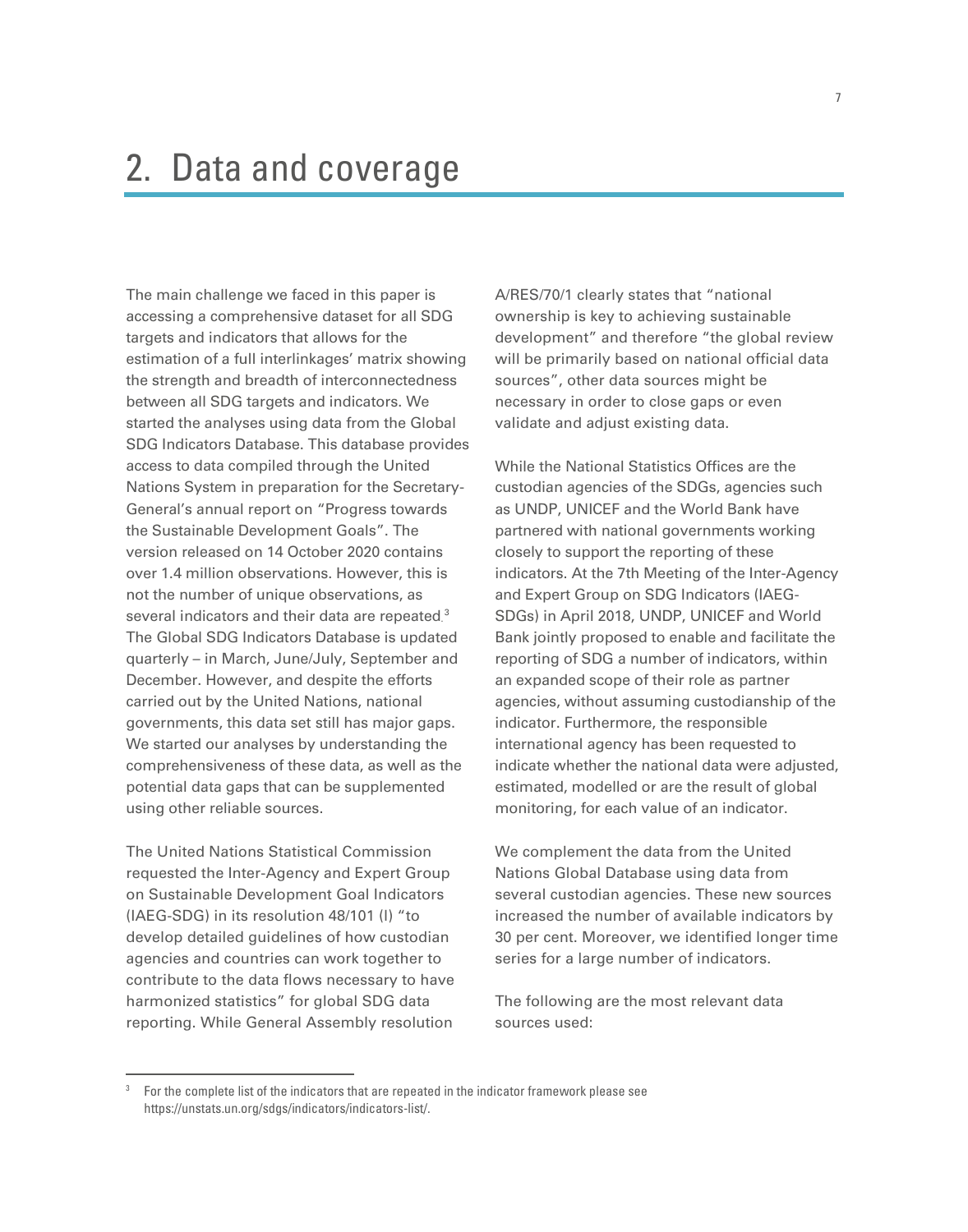# 2. Data and coverage

The main challenge we faced in this paper is accessing a comprehensive dataset for all SDG targets and indicators that allows for the estimation of a full interlinkages' matrix showing the strength and breadth of interconnectedness between all SDG targets and indicators. We started the analyses using data from the Global SDG Indicators Database. This database provides access to data compiled through the United Nations System in preparation for the Secretary-General's annual report on "Progress towards the Sustainable Development Goals". The version released on 14 October 2020 contains over 1.4 million observations. However, this is not the number of unique observations, as several indicators and their data are repeated.[3] The Global SDG Indicators Database is updated quarterly – in March, June/July, September and December. However, and despite the efforts carried out by the United Nations, national governments, this data set still has major gaps. We started our analyses by understanding the comprehensiveness of these data, as well as the potential data gaps that can be supplemented using other reliable sources.

The United Nations Statistical Commission requested the Inter-Agency and Expert Group on Sustainable Development Goal Indicators (IAEG-SDG) in its resolution 48/101 (I) "to develop detailed guidelines of how custodian agencies and countries can work together to contribute to the data flows necessary to have harmonized statistics" for global SDG data reporting. While General Assembly resolution A/RES/70/1 clearly states that "national ownership is key to achieving sustainable development" and therefore "the global review will be primarily based on national official data sources", other data sources might be necessary in order to close gaps or even validate and adjust existing data.

While the National Statistics Offices are the custodian agencies of the SDGs, agencies such as UNDP, UNICEF and the World Bank have partnered with national governments working closely to support the reporting of these indicators. At the 7th Meeting of the Inter-Agency and Expert Group on SDG Indicators (IAEG-SDGs) in April 2018, UNDP, UNICEF and World Bank jointly proposed to enable and facilitate the reporting of SDG a number of indicators, within an expanded scope of their role as partner agencies, without assuming custodianship of the indicator. Furthermore, the responsible international agency has been requested to indicate whether the national data were adjusted, estimated, modelled or are the result of global monitoring, for each value of an indicator.

We complement the data from the United Nations Global Database using data from several custodian agencies. These new sources increased the number of available indicators by 30 per cent. Moreover, we identified longer time series for a large number of indicators.

The following are the most relevant data sources used:

---

[3] For the complete list of the indicators that are repeated in the indicator framework please see https://unstats.un.org/sdgs/indicators/indicators-list/.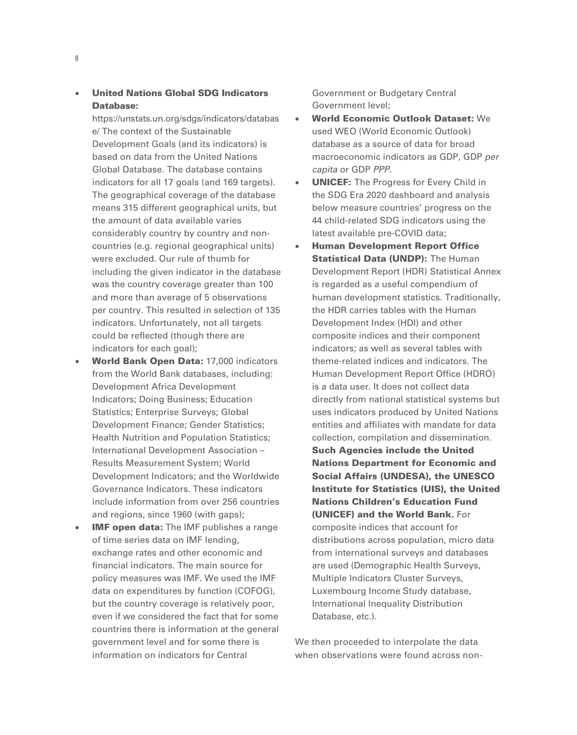- **United Nations Global SDG Indicators Database:** https://unstats.un.org/sdgs/indicators/database/ The context of the Sustainable Development Goals (and its indicators) is based on data from the United Nations Global Database. The database contains indicators for all 17 goals (and 169 targets). The geographical coverage of the database means 315 different geographical units, but the amount of data available varies considerably country by country and non-countries (e.g. regional geographical units) were excluded. Our rule of thumb for including the given indicator in the database was the country coverage greater than 100 and more than average of 5 observations per country. This resulted in selection of 135 indicators. Unfortunately, not all targets could be reflected (though there are indicators for each goal);
- **World Bank Open Data:** 17,000 indicators from the World Bank databases, including: Development Africa Development Indicators; Doing Business; Education Statistics; Enterprise Surveys; Global Development Finance; Gender Statistics; Health Nutrition and Population Statistics; International Development Association – Results Measurement System; World Development Indicators; and the Worldwide Governance Indicators. These indicators include information from over 256 countries and regions, since 1960 (with gaps);
- **IMF open data:** The IMF publishes a range of time series data on IMF lending, exchange rates and other economic and financial indicators. The main source for policy measures was IMF. We used the IMF data on expenditures by function (COFOG), but the country coverage is relatively poor, even if we considered the fact that for some countries there is information at the general government level and for some there is information on indicators for Central Government or Budgetary Central Government level;
- **World Economic Outlook Dataset:** We used WEO (World Economic Outlook) database as a source of data for broad macroeconomic indicators as GDP, GDP *per capita* or GDP *PPP.*
- **UNICEF:** The Progress for Every Child in the SDG Era 2020 dashboard and analysis below measure countries' progress on the 44 child-related SDG indicators using the latest available pre-COVID data;
- **Human Development Report Office Statistical Data (UNDP):** The Human Development Report (HDR) Statistical Annex is regarded as a useful compendium of human development statistics. Traditionally, the HDR carries tables with the Human Development Index (HDI) and other composite indices and their component indicators; as well as several tables with theme-related indices and indicators. The Human Development Report Office (HDRO) is a data user. It does not collect data directly from national statistical systems but uses indicators produced by United Nations entities and affiliates with mandate for data collection, compilation and dissemination. **Such Agencies include the United Nations Department for Economic and Social Affairs (UNDESA), the UNESCO Institute for Statistics (UIS), the United Nations Children's Education Fund (UNICEF) and the World Bank.** For composite indices that account for distributions across population, micro data from international surveys and databases are used (Demographic Health Surveys, Multiple Indicators Cluster Surveys, Luxembourg Income Study database, International Inequality Distribution Database, etc.).

We then proceeded to interpolate the data when observations were found across non-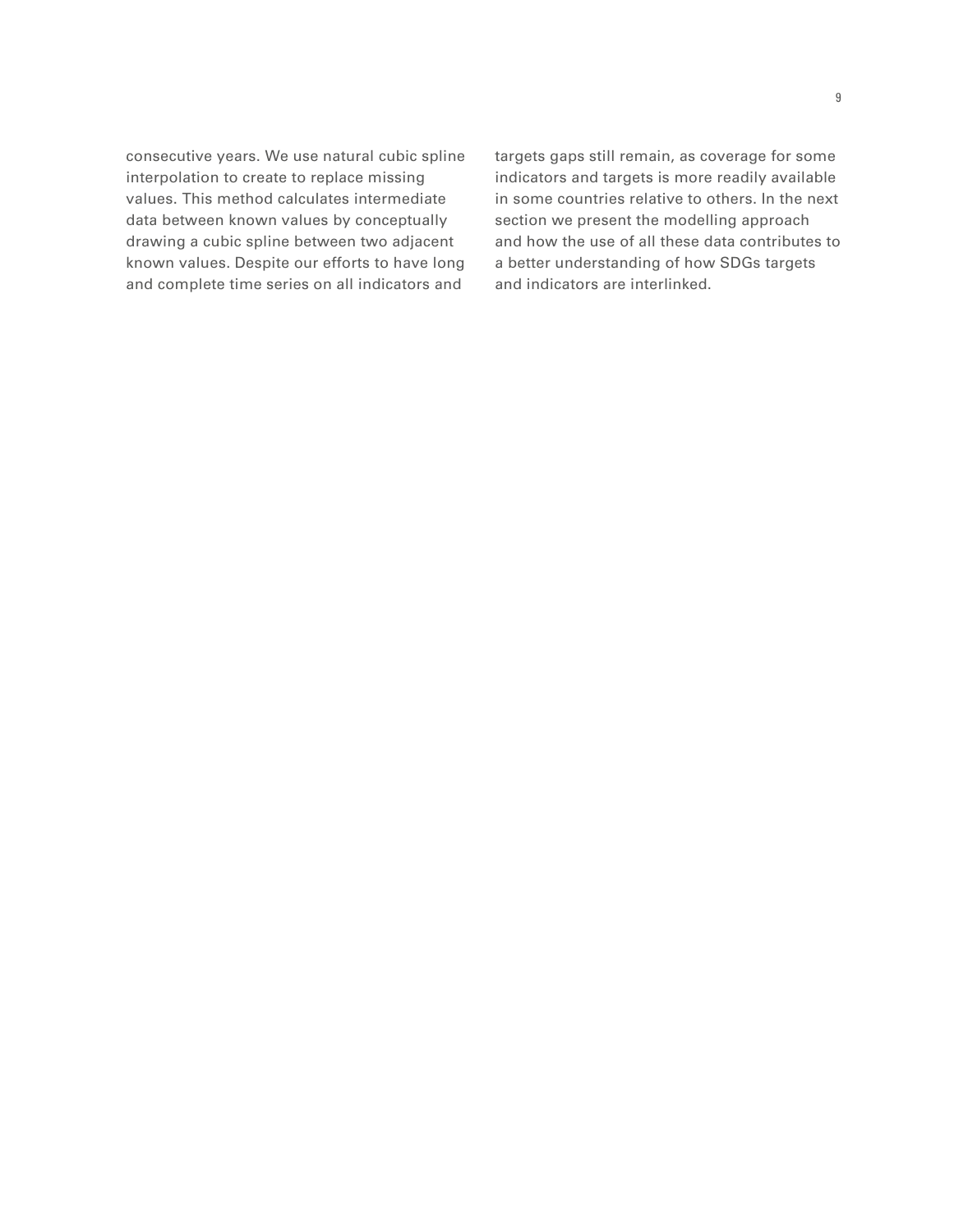consecutive years. We use natural cubic spline interpolation to create to replace missing values. This method calculates intermediate data between known values by conceptually drawing a cubic spline between two adjacent known values. Despite our efforts to have long and complete time series on all indicators and targets gaps still remain, as coverage for some indicators and targets is more readily available in some countries relative to others. In the next section we present the modelling approach and how the use of all these data contributes to a better understanding of how SDGs targets and indicators are interlinked.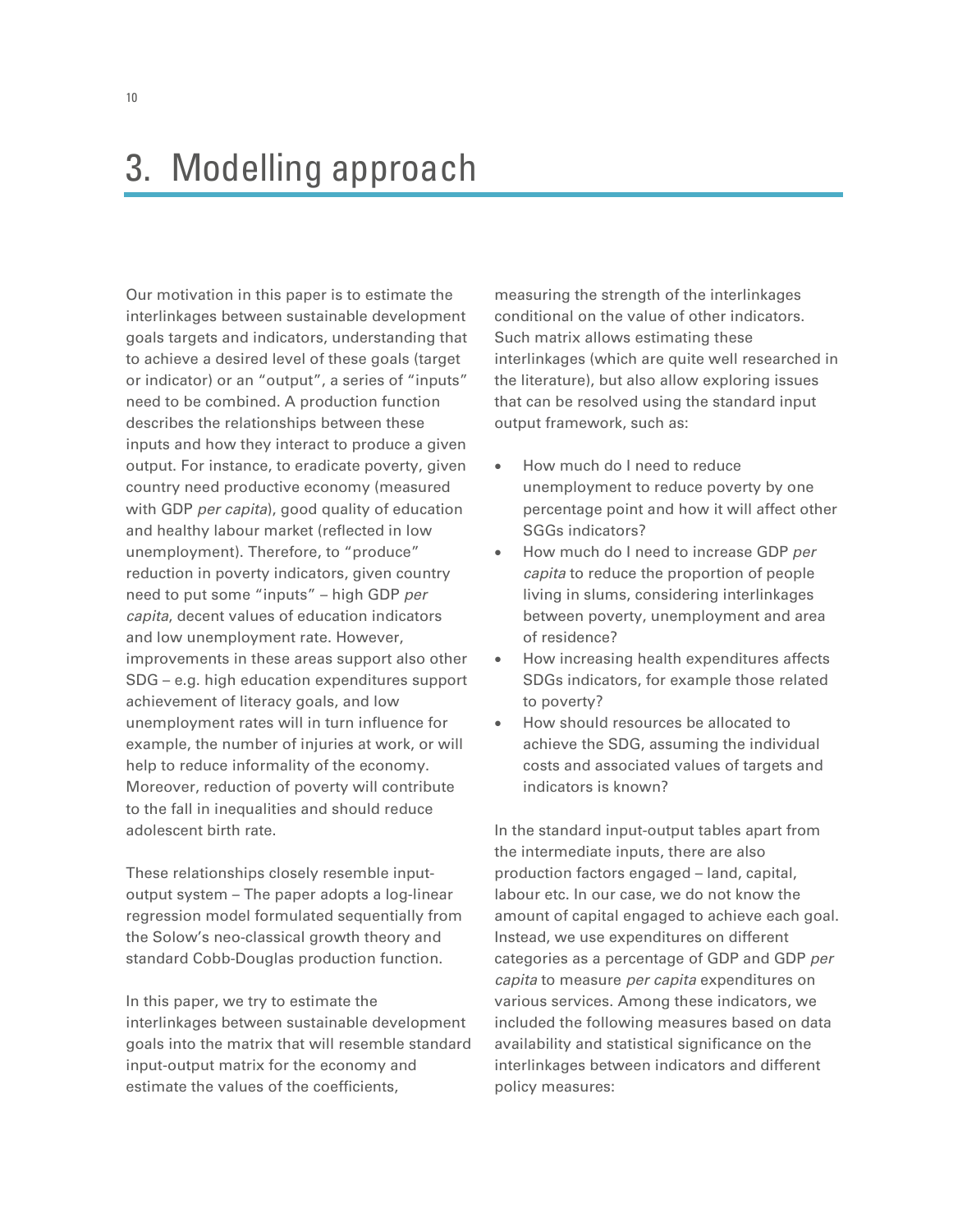# 3. Modelling approach

Our motivation in this paper is to estimate the interlinkages between sustainable development goals targets and indicators, understanding that to achieve a desired level of these goals (target or indicator) or an "output", a series of "inputs" need to be combined. A production function describes the relationships between these inputs and how they interact to produce a given output. For instance, to eradicate poverty, given country need productive economy (measured with GDP *per capita*), good quality of education and healthy labour market (reflected in low unemployment). Therefore, to "produce" reduction in poverty indicators, given country need to put some "inputs" – high GDP *per capita*, decent values of education indicators and low unemployment rate. However, improvements in these areas support also other SDG – e.g. high education expenditures support achievement of literacy goals, and low unemployment rates will in turn influence for example, the number of injuries at work, or will help to reduce informality of the economy. Moreover, reduction of poverty will contribute to the fall in inequalities and should reduce adolescent birth rate.

These relationships closely resemble input-output system – The paper adopts a log-linear regression model formulated sequentially from the Solow's neo-classical growth theory and standard Cobb-Douglas production function.

In this paper, we try to estimate the interlinkages between sustainable development goals into the matrix that will resemble standard input-output matrix for the economy and estimate the values of the coefficients, measuring the strength of the interlinkages conditional on the value of other indicators. Such matrix allows estimating these interlinkages (which are quite well researched in the literature), but also allow exploring issues that can be resolved using the standard input output framework, such as:

- How much do I need to reduce unemployment to reduce poverty by one percentage point and how it will affect other SGGs indicators?
- How much do I need to increase GDP *per capita* to reduce the proportion of people living in slums, considering interlinkages between poverty, unemployment and area of residence?
- How increasing health expenditures affects SDGs indicators, for example those related to poverty?
- How should resources be allocated to achieve the SDG, assuming the individual costs and associated values of targets and indicators is known?

In the standard input-output tables apart from the intermediate inputs, there are also production factors engaged – land, capital, labour etc. In our case, we do not know the amount of capital engaged to achieve each goal. Instead, we use expenditures on different categories as a percentage of GDP and GDP *per capita* to measure *per capita* expenditures on various services. Among these indicators, we included the following measures based on data availability and statistical significance on the interlinkages between indicators and different policy measures: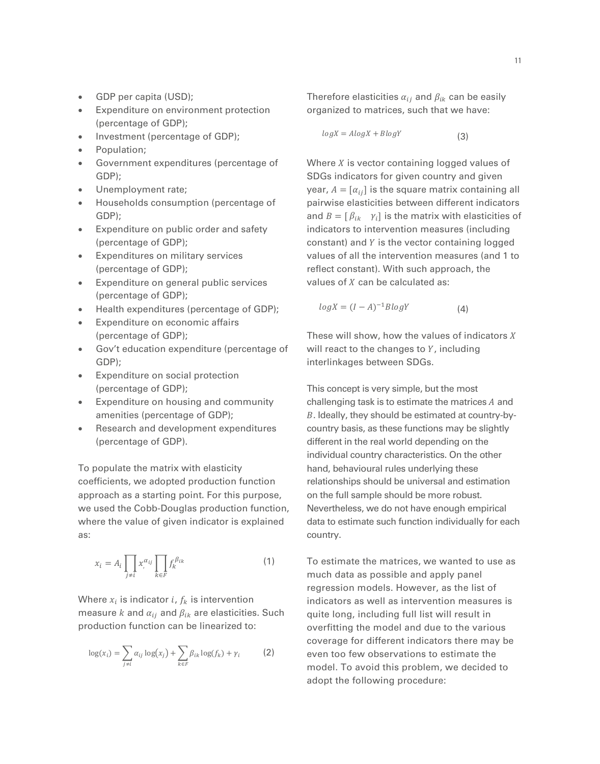- GDP per capita (USD);
- Expenditure on environment protection (percentage of GDP);
- Investment (percentage of GDP);
- Population;
- Government expenditures (percentage of GDP);
- Unemployment rate;
- Households consumption (percentage of GDP);
- Expenditure on public order and safety (percentage of GDP);
- Expenditures on military services (percentage of GDP);
- Expenditure on general public services (percentage of GDP);
- Health expenditures (percentage of GDP);
- Expenditure on economic affairs (percentage of GDP);
- Gov't education expenditure (percentage of GDP);
- Expenditure on social protection (percentage of GDP);
- Expenditure on housing and community amenities (percentage of GDP);
- Research and development expenditures (percentage of GDP).

To populate the matrix with elasticity coefficients, we adopted production function approach as a starting point. For this purpose, we used the Cobb-Douglas production function, where the value of given indicator is explained as:

$$x_i = A_i \prod_{j \neq i} x_j^{\alpha_{ij}} \prod_{k \in F} f_k^{\beta_{ik}} \tag{1}$$

Where $x_i$ is indicator $i$, $f_k$ is intervention measure $k$ and $\alpha_{ij}$ and $\beta_{ik}$ are elasticities. Such production function can be linearized to:

$$\log(x_i) = \sum_{j \neq i} \alpha_{ij} \log(x_j) + \sum_{k \in F} \beta_{ik} \log(f_k) + \gamma_i \tag{2}$$

Therefore elasticities $\alpha_{ij}$ and $\beta_{ik}$ can be easily organized to matrices, such that we have:

$$logX = AlogX + BlogY \tag{3}$$

Where $X$ is vector containing logged values of SDGs indicators for given country and given year, $A = [\alpha_{ij}]$ is the square matrix containing all pairwise elasticities between different indicators and $B = [\beta_{ik} \quad \gamma_i]$ is the matrix with elasticities of indicators to intervention measures (including constant) and $Y$ is the vector containing logged values of all the intervention measures (and 1 to reflect constant). With such approach, the values of $X$ can be calculated as:

$$logX = (I - A)^{-1} BlogY \tag{4}$$

These will show, how the values of indicators $X$ will react to the changes to $Y$, including interlinkages between SDGs.

This concept is very simple, but the most challenging task is to estimate the matrices $A$ and $B$. Ideally, they should be estimated at country-by-country basis, as these functions may be slightly different in the real world depending on the individual country characteristics. On the other hand, behavioural rules underlying these relationships should be universal and estimation on the full sample should be more robust. Nevertheless, we do not have enough empirical data to estimate such function individually for each country.

To estimate the matrices, we wanted to use as much data as possible and apply panel regression models. However, as the list of indicators as well as intervention measures is quite long, including full list will result in overfitting the model and due to the various coverage for different indicators there may be even too few observations to estimate the model. To avoid this problem, we decided to adopt the following procedure: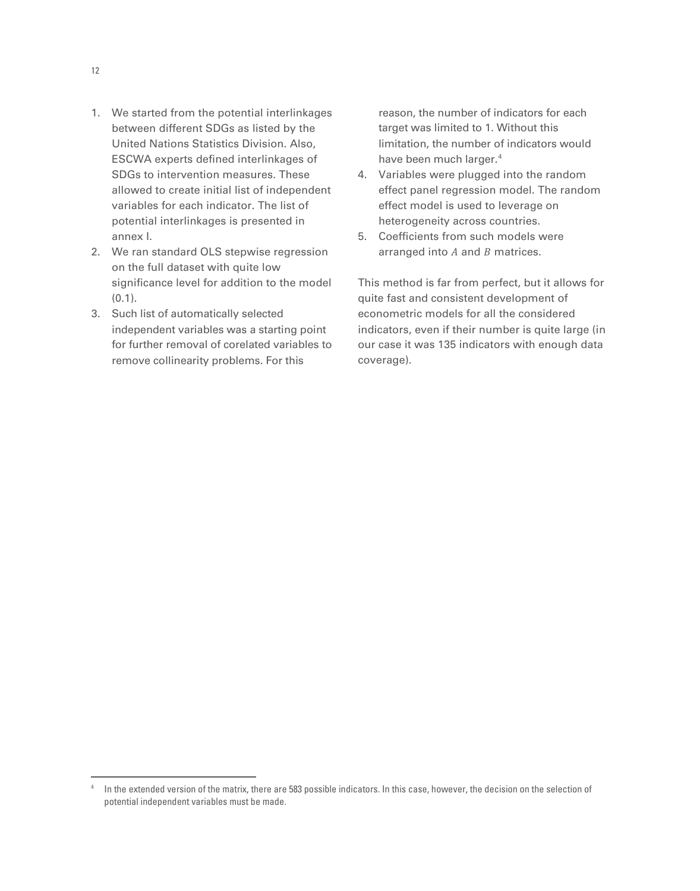1. We started from the potential interlinkages between different SDGs as listed by the United Nations Statistics Division. Also, ESCWA experts defined interlinkages of SDGs to intervention measures. These allowed to create initial list of independent variables for each indicator. The list of potential interlinkages is presented in annex I.
2. We ran standard OLS stepwise regression on the full dataset with quite low significance level for addition to the model (0.1).
3. Such list of automatically selected independent variables was a starting point for further removal of corelated variables to remove collinearity problems. For this reason, the number of indicators for each target was limited to 1. Without this limitation, the number of indicators would have been much larger.[4]
4. Variables were plugged into the random effect panel regression model. The random effect model is used to leverage on heterogeneity across countries.
5. Coefficients from such models were arranged into $A$ and $B$ matrices.

This method is far from perfect, but it allows for quite fast and consistent development of econometric models for all the considered indicators, even if their number is quite large (in our case it was 135 indicators with enough data coverage).

---

[4] In the extended version of the matrix, there are 583 possible indicators. In this case, however, the decision on the selection of potential independent variables must be made.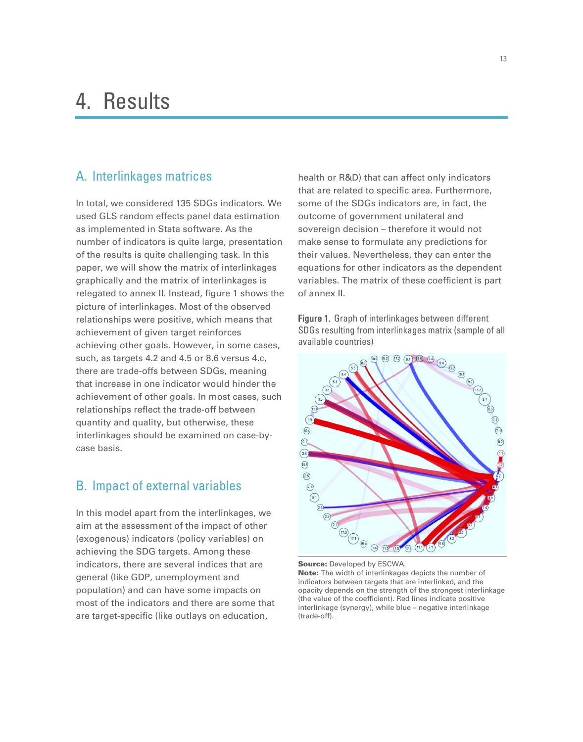# 4. Results

## A. Interlinkages matrices

In total, we considered 135 SDGs indicators. We used GLS random effects panel data estimation as implemented in Stata software. As the number of indicators is quite large, presentation of the results is quite challenging task. In this paper, we will show the matrix of interlinkages graphically and the matrix of interlinkages is relegated to annex II. Instead, figure 1 shows the picture of interlinkages. Most of the observed relationships were positive, which means that achievement of given target reinforces achieving other goals. However, in some cases, such, as targets 4.2 and 4.5 or 8.6 versus 4.c, there are trade-offs between SDGs, meaning that increase in one indicator would hinder the achievement of other goals. In most cases, such relationships reflect the trade-off between quantity and quality, but otherwise, these interlinkages should be examined on case-by-case basis.

## B. Impact of external variables

In this model apart from the interlinkages, we aim at the assessment of the impact of other (exogenous) indicators (policy variables) on achieving the SDG targets. Among these indicators, there are several indices that are general (like GDP, unemployment and population) and can have some impacts on most of the indicators and there are some that are target-specific (like outlays on education, health or R&D) that can affect only indicators that are related to specific area. Furthermore, some of the SDGs indicators are, in fact, the outcome of government unilateral and sovereign decision – therefore it would not make sense to formulate any predictions for their values. Nevertheless, they can enter the equations for other indicators as the dependent variables. The matrix of these coefficient is part of annex II.

**Figure 1.** Graph of interlinkages between different SDGs resulting from interlinkages matrix (sample of all available countries)

**Source:** Developed by ESCWA.

**Note:** The width of interlinkages depicts the number of indicators between targets that are interlinked, and the opacity depends on the strength of the strongest interlinkage (the value of the coefficient). Red lines indicate positive interlinkage (synergy), while blue – negative interlinkage (trade-off).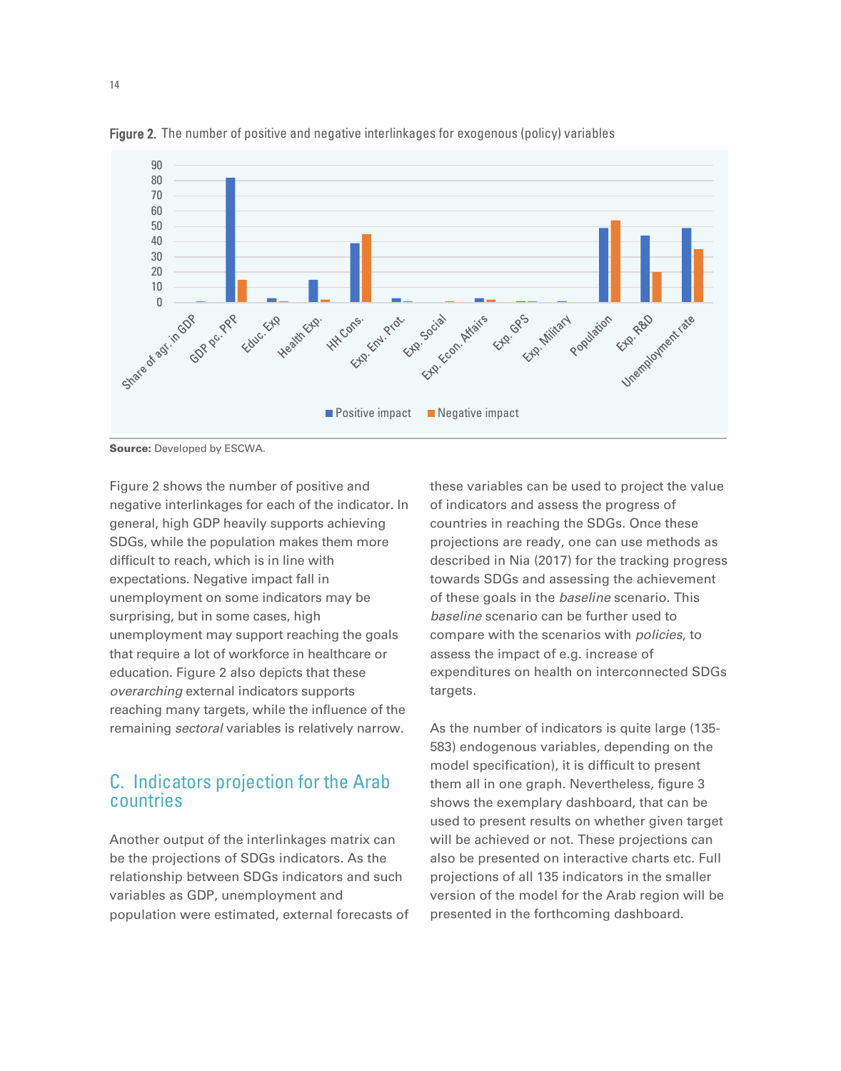**Figure 2.** The number of positive and negative interlinkages for exogenous (policy) variables

**Source:** Developed by ESCWA.

Figure 2 shows the number of positive and negative interlinkages for each of the indicator. In general, high GDP heavily supports achieving SDGs, while the population makes them more difficult to reach, which is in line with expectations. Negative impact fall in unemployment on some indicators may be surprising, but in some cases, high unemployment may support reaching the goals that require a lot of workforce in healthcare or education. Figure 2 also depicts that these *overarching* external indicators supports reaching many targets, while the influence of the remaining *sectoral* variables is relatively narrow.

## C. Indicators projection for the Arab countries

Another output of the interlinkages matrix can be the projections of SDGs indicators. As the relationship between SDGs indicators and such variables as GDP, unemployment and population were estimated, external forecasts of these variables can be used to project the value of indicators and assess the progress of countries in reaching the SDGs. Once these projections are ready, one can use methods as described in Nia (2017) for the tracking progress towards SDGs and assessing the achievement of these goals in the *baseline* scenario. This *baseline* scenario can be further used to compare with the scenarios with *policies*, to assess the impact of e.g. increase of expenditures on health on interconnected SDGs targets.

As the number of indicators is quite large (135-583) endogenous variables, depending on the model specification), it is difficult to present them all in one graph. Nevertheless, figure 3 shows the exemplary dashboard, that can be used to present results on whether given target will be achieved or not. These projections can also be presented on interactive charts etc. Full projections of all 135 indicators in the smaller version of the model for the Arab region will be presented in the forthcoming dashboard.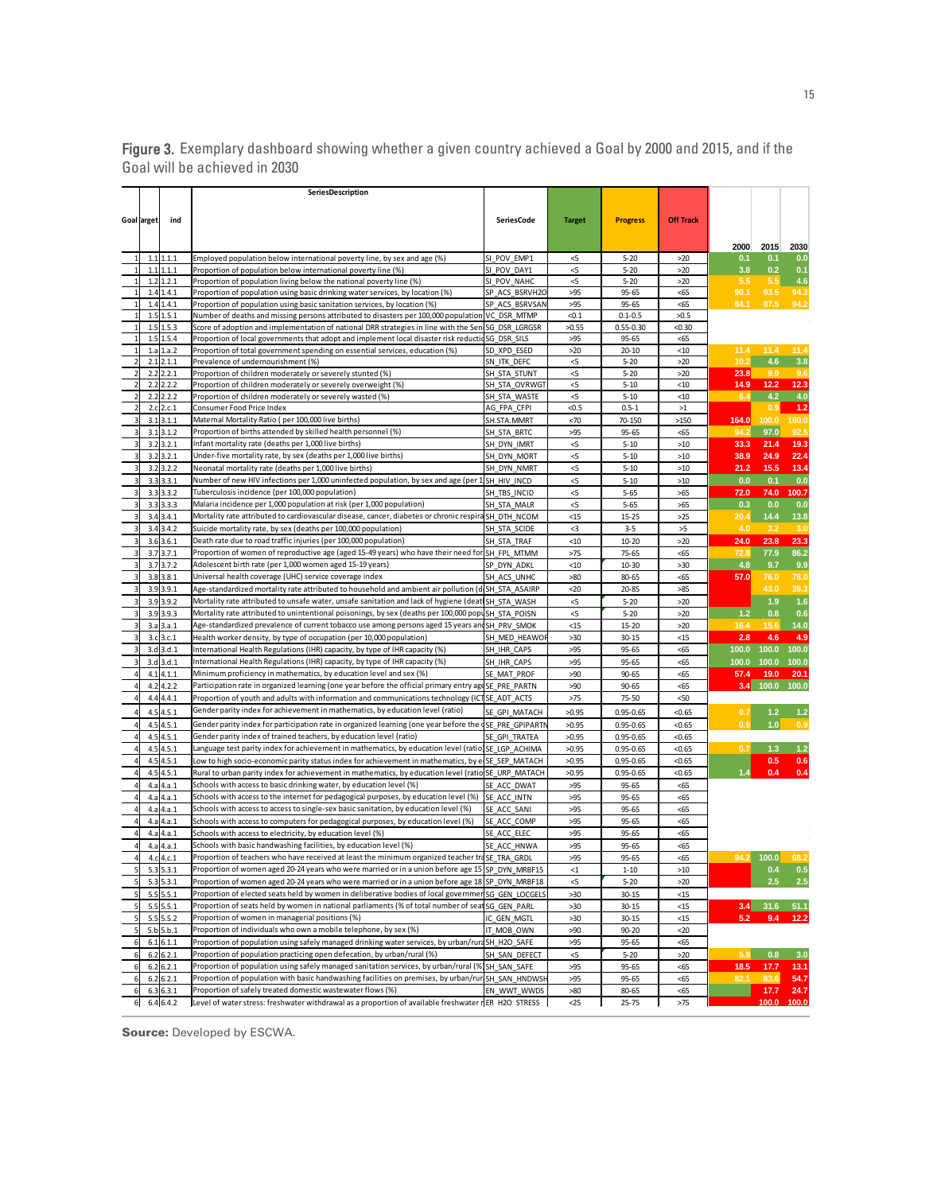**Figure 3.** Exemplary dashboard showing whether a given country achieved a Goal by 2000 and 2015, and if the Goal will be achieved in 2030

| Goal | arget | ind | SeriesDescription | SeriesCode | Target | Progress | Off Track | 2000 | 2015 | 2030 |
|---|---|---|---|---|---|---|---|---|---|---|
| 1 | 1.1 | 1.1.1 | Employed population below international poverty line, by sex and age (%) | SI_POV_EMP1 | <5 | 5-20 | >20 | 0.1 | 0.1 | 0.0 |
| 1 | 1.1 | 1.1.1 | Proportion of population below international poverty line (%) | SI_POV_DAY1 | <5 | 5-20 | >20 | 3.8 | 0.2 | 0.1 |
| 1 | 1.2 | 1.2.1 | Proportion of population living below the national poverty line (%) | SI_POV_NAHC | <5 | 5-20 | >20 | 5.5 | 5.5 | 4.6 |
| 1 | 1.4 | 1.4.1 | Proportion of population using basic drinking water services, by location (%) | SP_ACS_BSRVH2O | >95 | 95-65 | <65 | 90.1 | 93.5 | 94.3 |
| 1 | 1.4 | 1.4.1 | Proportion of population using basic sanitation services, by location (%) | SP_ACS_BSRVSAN | >95 | 95-65 | <65 | 84.1 | 87.5 | 94.2 |
| 1 | 1.5 | 1.5.1 | Number of deaths and missing persons attributed to disasters per 100,000 population | VC_DSR_MTMP | <0.1 | 0.1-0.5 | >0.5 | | | |
| 1 | 1.5 | 1.5.3 | Score of adoption and implementation of national DRR strategies in line with the Sen | SG_DSR_LGRGSR | >0.55 | 0.55-0.30 | <0.30 | | | |
| 1 | 1.5 | 1.5.4 | Proportion of local governments that adopt and implement local disaster risk reductio | SG_DSR_SILS | >95 | 95-65 | <65 | | | |
| 1 | 1.a | 1.a.2 | Proportion of total government spending on essential services, education (%) | SD_XPD_ESED | >20 | 20-10 | <10 | 11.4 | 11.4 | 11.4 |
| 2 | 2.1 | 2.1.1 | Prevalence of undernourishment (%) | SN_ITK_DEFC | <5 | 5-20 | >20 | 10.2 | 4.6 | 3.8 |
| 2 | 2.2 | 2.2.1 | Proportion of children moderately or severely stunted (%) | SH_STA_STUNT | <5 | 5-20 | >20 | 23.8 | 9.9 | 9.6 |
| 2 | 2.2 | 2.2.2 | Proportion of children moderately or severely overweight (%) | SH_STA_OVRWGT | <5 | 5-10 | <10 | 14.9 | 12.2 | 12.3 |
| 2 | 2.2 | 2.2.2 | Proportion of children moderately or severely wasted (%) | SH_STA_WASTE | <5 | 5-10 | <10 | 6.4 | 4.2 | 4.0 |
| 2 | 2.c | 2.c.1 | Consumer Food Price Index | AG_FPA_CFPI | <0.5 | 0.5-1 | >1 | | 0.9 | 1.2 |
| 3 | 3.1 | 3.1.1 | Maternal Mortality Ratio ( per 100,000 live births) | SH.STA.MMRT | <70 | 70-150 | >150 | 164.0 | 100.0 | 100.0 |
| 3 | 3.1 | 3.1.2 | Proportion of births attended by skilled health personnel (%) | SH_STA_BRTC | >95 | 95-65 | <65 | 94.2 | 97.0 | 92.5 |
| 3 | 3.2 | 3.2.1 | Infant mortality rate (deaths per 1,000 live births) | SH_DYN_IMRT | <5 | 5-10 | >10 | 33.3 | 21.4 | 19.3 |
| 3 | 3.2 | 3.2.1 | Under-five mortality rate, by sex (deaths per 1,000 live births) | SH_DYN_MORT | <5 | 5-10 | >10 | 38.9 | 24.9 | 22.4 |
| 3 | 3.2 | 3.2.2 | Neonatal mortality rate (deaths per 1,000 live births) | SH_DYN_NMRT | <5 | 5-10 | >10 | 21.2 | 15.5 | 13.4 |
| 3 | 3.3 | 3.3.1 | Number of new HIV infections per 1,000 uninfected population, by sex and age (per 1 | SH_HIV_INCD | <5 | 5-10 | >10 | 0.0 | 0.1 | 0.0 |
| 3 | 3.3 | 3.3.2 | Tuberculosis incidence (per 100,000 population) | SH_TBS_INCID | <5 | 5-65 | >65 | 72.0 | 74.0 | 100.7 |
| 3 | 3.3 | 3.3.3 | Malaria incidence per 1,000 population at risk (per 1,000 population) | SH_STA_MALR | <5 | 5-65 | >65 | 0.3 | 0.0 | 0.0 |
| 3 | 3.4 | 3.4.1 | Mortality rate attributed to cardiovascular disease, cancer, diabetes or chronic respira | SH_DTH_NCOM | <15 | 15-25 | >25 | 20.4 | 14.4 | 13.8 |
| 3 | 3.4 | 3.4.2 | Suicide mortality rate, by sex (deaths per 100,000 population) | SH_STA_SCIDE | <3 | 3-5 | >5 | 4.0 | 3.2 | 3.0 |
| 3 | 3.6 | 3.6.1 | Death rate due to road traffic injuries (per 100,000 population) | SH_STA_TRAF | <10 | 10-20 | >20 | 24.0 | 23.8 | 23.3 |
| 3 | 3.7 | 3.7.1 | Proportion of women of reproductive age (aged 15-49 years) who have their need for | SH_FPL_MTMM | >75 | 75-65 | <65 | 72.9 | 77.9 | 86.2 |
| 3 | 3.7 | 3.7.2 | Adolescent birth rate (per 1,000 women aged 15-19 years) | SP_DYN_ADKL | <10 | 10-30 | >30 | 4.8 | 9.7 | 9.9 |
| 3 | 3.8 | 3.8.1 | Universal health coverage (UHC) service coverage index | SH_ACS_UNHC | >80 | 80-65 | <65 | 57.0 | 76.0 | 78.0 |
| 3 | 3.9 | 3.9.1 | Age-standardized mortality rate attributed to household and ambient air pollution (d | SH_STA_ASAIRP | <20 | 20-85 | >85 | | 43.0 | 39.3 |
| 3 | 3.9 | 3.9.2 | Mortality rate attributed to unsafe water, unsafe sanitation and lack of hygiene (deat | SH_STA_WASH | <5 | 5-20 | >20 | | 1.9 | 1.6 |
| 3 | 3.9 | 3.9.3 | Mortality rate attributed to unintentional poisonings, by sex (deaths per 100,000 popu | SH_STA_POISN | <5 | 5-20 | >20 | 1.2 | 0.8 | 0.6 |
| 3 | 3.a | 3.a.1 | Age-standardized prevalence of current tobacco use among persons aged 15 years and | SH_PRV_SMOK | <15 | 15-20 | >20 | 16.4 | 15.6 | 14.0 |
| 3 | 3.c | 3.c.1 | Health worker density, by type of occupation (per 10,000 population) | SH_MED_HEAWOR | >30 | 30-15 | <15 | 2.8 | 4.6 | 4.9 |
| 3 | 3.d | 3.d.1 | International Health Regulations (IHR) capacity, by type of IHR capacity (%) | SH_IHR_CAPS | >95 | 95-65 | <65 | 100.0 | 100.0 | 100.0 |
| 3 | 3.d | 3.d.1 | International Health Regulations (IHR) capacity, by type of IHR capacity (%) | SH_IHR_CAPS | >95 | 95-65 | <65 | 100.0 | 100.0 | 100.0 |
| 4 | 4.1 | 4.1.1 | Minimum proficiency in mathematics, by education level and sex (%) | SE_MAT_PROF | >90 | 90-65 | <65 | 57.4 | 19.0 | 20.1 |
| 4 | 4.2 | 4.2.2 | Participation rate in organized learning (one year before the official primary entry age | SE_PRE_PARTN | >90 | 90-65 | <65 | 3.4 | 100.0 | 100.0 |
| 4 | 4.4 | 4.4.1 | Proportion of youth and adults with information and communications technology (ICT | SE_ADT_ACTS | >75 | 75-50 | <50 | | | |
| 4 | 4.5 | 4.5.1 | Gender parity index for achievement in mathematics, by education level (ratio) | SE_GPI_MATACH | >0.95 | 0.95-0.65 | <0.65 | 0.7 | 1.2 | 1.2 |
| 4 | 4.5 | 4.5.1 | Gender parity index for participation rate in organized learning (one year before the o | SE_PRE_GPIPARTN | >0.95 | 0.95-0.65 | <0.65 | 0.9 | 1.0 | 0.9 |
| 4 | 4.5 | 4.5.1 | Gender parity index of trained teachers, by education level (ratio) | SE_GPI_TRATEA | >0.95 | 0.95-0.65 | <0.65 | | | |
| 4 | 4.5 | 4.5.1 | Language test parity index for achievement in mathematics, by education level (ratio | SE_LGP_ACHIMA | >0.95 | 0.95-0.65 | <0.65 | 0.7 | 1.3 | 1.2 |
| 4 | 4.5 | 4.5.1 | Low to high socio-economic parity status index for achievement in mathematics, by e | SE_SEP_MATACH | >0.95 | 0.95-0.65 | <0.65 | | 0.5 | 0.6 |
| 4 | 4.5 | 4.5.1 | Rural to urban parity index for achievement in mathematics, by education level (ratio | SE_URP_MATACH | >0.95 | 0.95-0.65 | <0.65 | 1.4 | 0.4 | 0.4 |
| 4 | 4.a | 4.a.1 | Schools with access to basic drinking water, by education level (%) | SE_ACC_DWAT | >95 | 95-65 | <65 | | | |
| 4 | 4.a | 4.a.1 | Schools with access to the internet for pedagogical purposes, by education level (%) | SE_ACC_INTN | >95 | 95-65 | <65 | | | |
| 4 | 4.a | 4.a.1 | Schools with access to access to single-sex basic sanitation, by education level (%) | SE_ACC_SANI | >95 | 95-65 | <65 | | | |
| 4 | 4.a | 4.a.1 | Schools with access to computers for pedagogical purposes, by education level (%) | SE_ACC_COMP | >95 | 95-65 | <65 | | | |
| 4 | 4.a | 4.a.1 | Schools with access to electricity, by education level (%) | SE_ACC_ELEC | >95 | 95-65 | <65 | | | |
| 4 | 4.a | 4.a.1 | Schools with basic handwashing facilities, by education level (%) | SE_ACC_HNWA | >95 | 95-65 | <65 | | | |
| 4 | 4.c | 4.c.1 | Proportion of teachers who have received at least the minimum organized teacher tra | SE_TRA_GRDL | >95 | 95-65 | <65 | 94.2 | 100.0 | 68.2 |
| 5 | 5.3 | 5.3.1 | Proportion of women aged 20-24 years who were married or in a union before age 15 | SP_DYN_MRBF15 | <1 | 1-10 | >10 | | 0.4 | 0.5 |
| 5 | 5.3 | 5.3.1 | Proportion of women aged 20-24 years who were married or in a union before age 18 | SP_DYN_MRBF18 | <5 | 5-20 | >20 | | 2.5 | 2.5 |
| 5 | 5.5 | 5.5.1 | Proportion of elected seats held by women in deliberative bodies of local governmen | SG_GEN_LOCGELS | >30 | 30-15 | <15 | | | |
| 5 | 5.5 | 5.5.1 | Proportion of seats held by women in national parliaments (% of total number of seat | SG_GEN_PARL | >30 | 30-15 | <15 | 3.4 | 31.6 | 51.1 |
| 5 | 5.5 | 5.5.2 | Proportion of women in managerial positions (%) | IC_GEN_MGTL | >30 | 30-15 | <15 | 5.2 | 9.4 | 12.2 |
| 5 | 5.b | 5.b.1 | Proportion of individuals who own a mobile telephone, by sex (%) | IT_MOB_OWN | >90 | 90-20 | <20 | | | |
| 6 | 6.1 | 6.1.1 | Proportion of population using safely managed drinking water services, by urban/rura | SH_H2O_SAFE | >95 | 95-65 | <65 | | | |
| 6 | 6.2 | 6.2.1 | Proportion of population practicing open defecation, by urban/rural (%) | SH_SAN_DEFECT | <5 | 5-20 | >20 | 5.9 | 0.8 | 3.0 |
| 6 | 6.2 | 6.2.1 | Proportion of population using safely managed sanitation services, by urban/rural (% | SH_SAN_SAFE | >95 | 95-65 | <65 | 18.5 | 17.7 | 13.1 |
| 6 | 6.2 | 6.2.1 | Proportion of population with basic handwashing facilities on premises, by urban/rur | SH_SAN_HNDWSH | >95 | 95-65 | <65 | 82.1 | 83.6 | 54.7 |
| 6 | 6.3 | 6.3.1 | Proportion of safely treated domestic wastewater flows (%) | EN_WWT_WWDS | >80 | 80-65 | <65 | | 17.7 | 24.7 |
| 6 | 6.4 | 6.4.2 | Level of water stress: freshwater withdrawal as a proportion of available freshwater r | ER_H2O_STRESS | <25 | 25-75 | >75 | | 100.0 | 100.0 |

**Source:** Developed by ESCWA.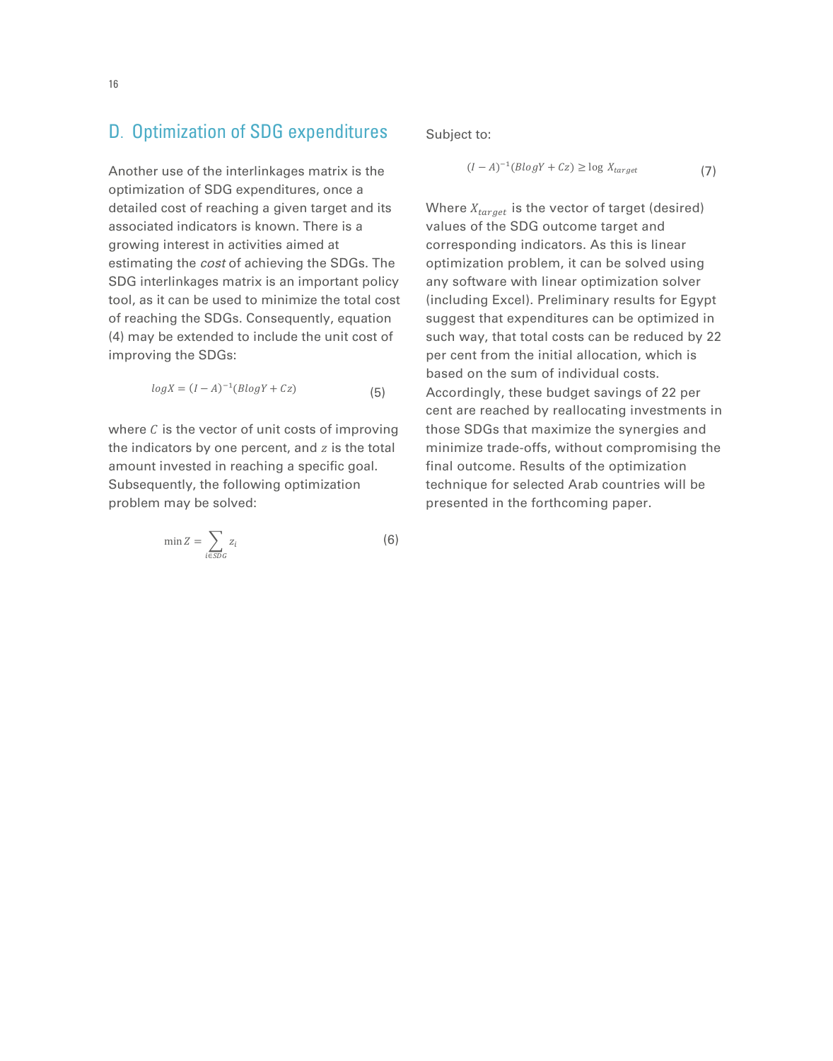## D. Optimization of SDG expenditures

Another use of the interlinkages matrix is the optimization of SDG expenditures, once a detailed cost of reaching a given target and its associated indicators is known. There is a growing interest in activities aimed at estimating the *cost* of achieving the SDGs. The SDG interlinkages matrix is an important policy tool, as it can be used to minimize the total cost of reaching the SDGs. Consequently, equation (4) may be extended to include the unit cost of improving the SDGs:

$$logX = (I - A)^{-1}(BlogY + Cz) \tag{5}$$

where $C$ is the vector of unit costs of improving the indicators by one percent, and $z$ is the total amount invested in reaching a specific goal. Subsequently, the following optimization problem may be solved:

$$\min Z = \sum_{i \in SDG} z_i \tag{6}$$

Subject to:

$$(I - A)^{-1}(BlogY + Cz) \geq \log X_{target} \tag{7}$$

Where $X_{target}$ is the vector of target (desired) values of the SDG outcome target and corresponding indicators. As this is linear optimization problem, it can be solved using any software with linear optimization solver (including Excel). Preliminary results for Egypt suggest that expenditures can be optimized in such way, that total costs can be reduced by 22 per cent from the initial allocation, which is based on the sum of individual costs. Accordingly, these budget savings of 22 per cent are reached by reallocating investments in those SDGs that maximize the synergies and minimize trade-offs, without compromising the final outcome. Results of the optimization technique for selected Arab countries will be presented in the forthcoming paper.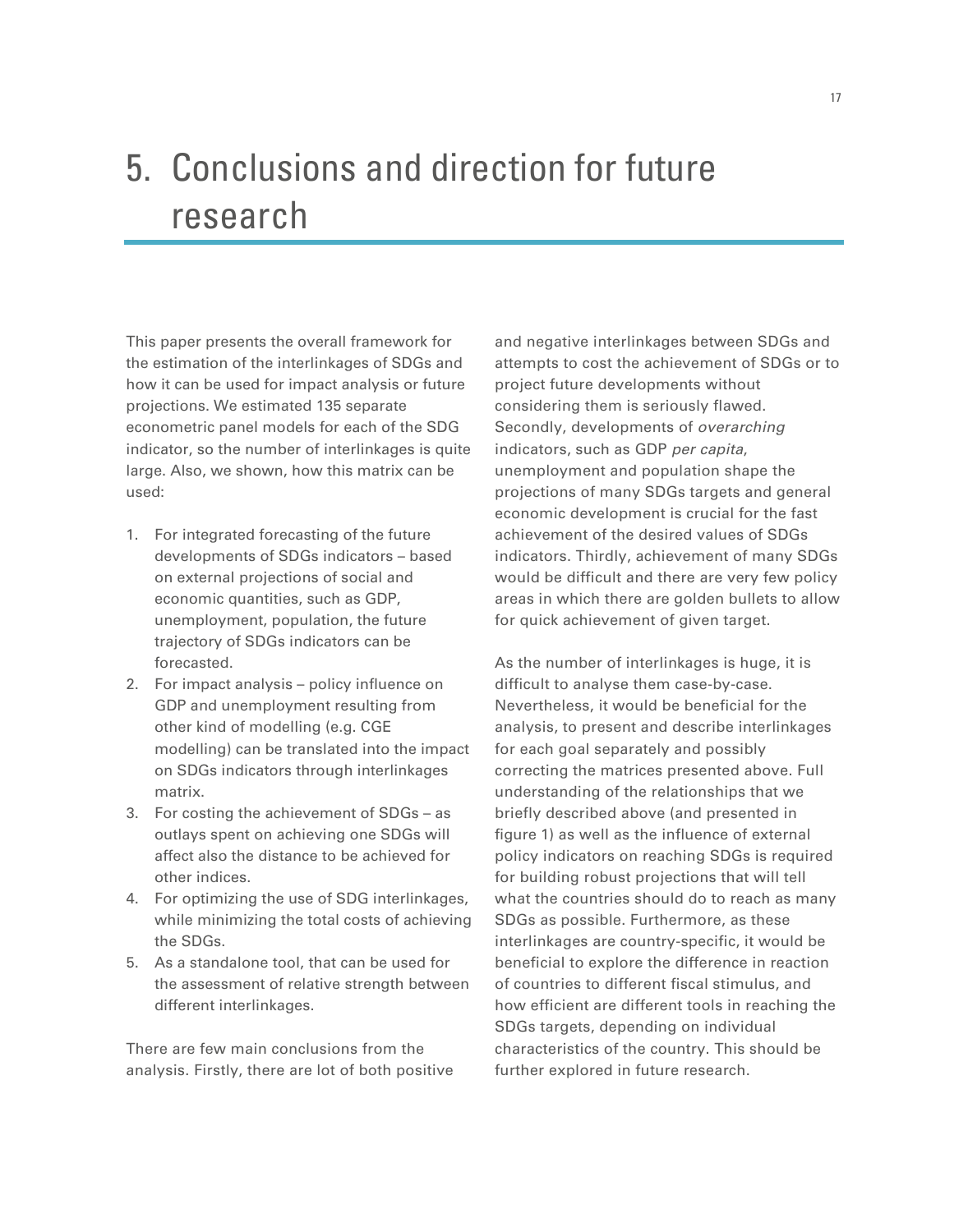# 5. Conclusions and direction for future research

This paper presents the overall framework for the estimation of the interlinkages of SDGs and how it can be used for impact analysis or future projections. We estimated 135 separate econometric panel models for each of the SDG indicator, so the number of interlinkages is quite large. Also, we shown, how this matrix can be used:

1. For integrated forecasting of the future developments of SDGs indicators – based on external projections of social and economic quantities, such as GDP, unemployment, population, the future trajectory of SDGs indicators can be forecasted.
2. For impact analysis – policy influence on GDP and unemployment resulting from other kind of modelling (e.g. CGE modelling) can be translated into the impact on SDGs indicators through interlinkages matrix.
3. For costing the achievement of SDGs – as outlays spent on achieving one SDGs will affect also the distance to be achieved for other indices.
4. For optimizing the use of SDG interlinkages, while minimizing the total costs of achieving the SDGs.
5. As a standalone tool, that can be used for the assessment of relative strength between different interlinkages.

There are few main conclusions from the analysis. Firstly, there are lot of both positive and negative interlinkages between SDGs and attempts to cost the achievement of SDGs or to project future developments without considering them is seriously flawed. Secondly, developments of *overarching* indicators, such as GDP *per capita*, unemployment and population shape the projections of many SDGs targets and general economic development is crucial for the fast achievement of the desired values of SDGs indicators. Thirdly, achievement of many SDGs would be difficult and there are very few policy areas in which there are golden bullets to allow for quick achievement of given target.

As the number of interlinkages is huge, it is difficult to analyse them case-by-case. Nevertheless, it would be beneficial for the analysis, to present and describe interlinkages for each goal separately and possibly correcting the matrices presented above. Full understanding of the relationships that we briefly described above (and presented in figure 1) as well as the influence of external policy indicators on reaching SDGs is required for building robust projections that will tell what the countries should do to reach as many SDGs as possible. Furthermore, as these interlinkages are country-specific, it would be beneficial to explore the difference in reaction of countries to different fiscal stimulus, and how efficient are different tools in reaching the SDGs targets, depending on individual characteristics of the country. This should be further explored in future research.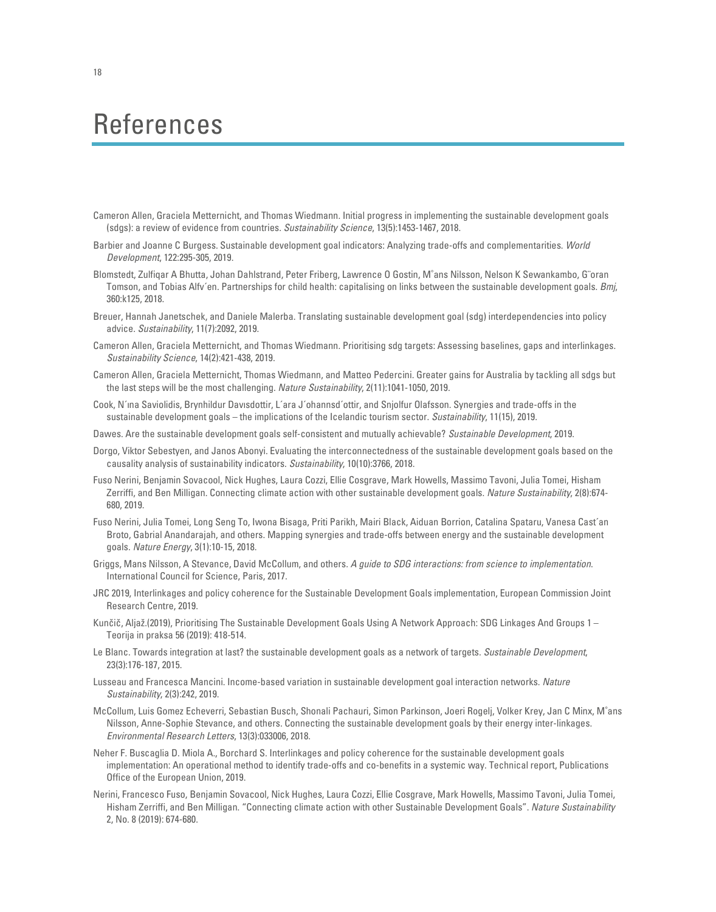# References

Cameron Allen, Graciela Metternicht, and Thomas Wiedmann. Initial progress in implementing the sustainable development goals (sdgs): a review of evidence from countries. *Sustainability Science*, 13(5):1453-1467, 2018.

Barbier and Joanne C Burgess. Sustainable development goal indicators: Analyzing trade-offs and complementarities. *World Development*, 122:295-305, 2019.

Blomstedt, Zulfiqar A Bhutta, Johan Dahlstrand, Peter Friberg, Lawrence O Gostin, M˚ans Nilsson, Nelson K Sewankambo, G¨oran Tomson, and Tobias Alfv´en. Partnerships for child health: capitalising on links between the sustainable development goals. *Bmj*, 360:k125, 2018.

Breuer, Hannah Janetschek, and Daniele Malerba. Translating sustainable development goal (sdg) interdependencies into policy advice. *Sustainability*, 11(7):2092, 2019.

Cameron Allen, Graciela Metternicht, and Thomas Wiedmann. Prioritising sdg targets: Assessing baselines, gaps and interlinkages. *Sustainability Science*, 14(2):421-438, 2019.

Cameron Allen, Graciela Metternicht, Thomas Wiedmann, and Matteo Pedercini. Greater gains for Australia by tackling all sdgs but the last steps will be the most challenging. *Nature Sustainability*, 2(11):1041-1050, 2019.

Cook, N´ına Saviolidis, Brynhildur Davısdottir, L´ara J´ohannsd´ottir, and Snjolfur Olafsson. Synergies and trade-offs in the sustainable development goals – the implications of the Icelandic tourism sector. *Sustainability*, 11(15), 2019.

Dawes. Are the sustainable development goals self-consistent and mutually achievable? *Sustainable Development*, 2019.

Dorgo, Viktor Sebestyen, and Janos Abonyi. Evaluating the interconnectedness of the sustainable development goals based on the causality analysis of sustainability indicators. *Sustainability*, 10(10):3766, 2018.

Fuso Nerini, Benjamin Sovacool, Nick Hughes, Laura Cozzi, Ellie Cosgrave, Mark Howells, Massimo Tavoni, Julia Tomei, Hisham Zerriffi, and Ben Milligan. Connecting climate action with other sustainable development goals. *Nature Sustainability*, 2(8):674-680, 2019.

Fuso Nerini, Julia Tomei, Long Seng To, Iwona Bisaga, Priti Parikh, Mairi Black, Aiduan Borrion, Catalina Spataru, Vanesa Cast´an Broto, Gabrial Anandarajah, and others. Mapping synergies and trade-offs between energy and the sustainable development goals. *Nature Energy*, 3(1):10-15, 2018.

Griggs, Mans Nilsson, A Stevance, David McCollum, and others. *A guide to SDG interactions: from science to implementation*. International Council for Science, Paris, 2017.

JRC 2019, Interlinkages and policy coherence for the Sustainable Development Goals implementation, European Commission Joint Research Centre, 2019.

Kunčič, Aljaž.(2019), Prioritising The Sustainable Development Goals Using A Network Approach: SDG Linkages And Groups 1 – Teorija in praksa 56 (2019): 418-514.

Le Blanc. Towards integration at last? the sustainable development goals as a network of targets. *Sustainable Development*, 23(3):176-187, 2015.

Lusseau and Francesca Mancini. Income-based variation in sustainable development goal interaction networks. *Nature Sustainability*, 2(3):242, 2019.

McCollum, Luis Gomez Echeverri, Sebastian Busch, Shonali Pachauri, Simon Parkinson, Joeri Rogelj, Volker Krey, Jan C Minx, M˚ans Nilsson, Anne-Sophie Stevance, and others. Connecting the sustainable development goals by their energy inter-linkages. *Environmental Research Letters*, 13(3):033006, 2018.

Neher F. Buscaglia D. Miola A., Borchard S. Interlinkages and policy coherence for the sustainable development goals implementation: An operational method to identify trade-offs and co-benefits in a systemic way. Technical report, Publications Office of the European Union, 2019.

Nerini, Francesco Fuso, Benjamin Sovacool, Nick Hughes, Laura Cozzi, Ellie Cosgrave, Mark Howells, Massimo Tavoni, Julia Tomei, Hisham Zerriffi, and Ben Milligan. "Connecting climate action with other Sustainable Development Goals". *Nature Sustainability* 2, No. 8 (2019): 674-680.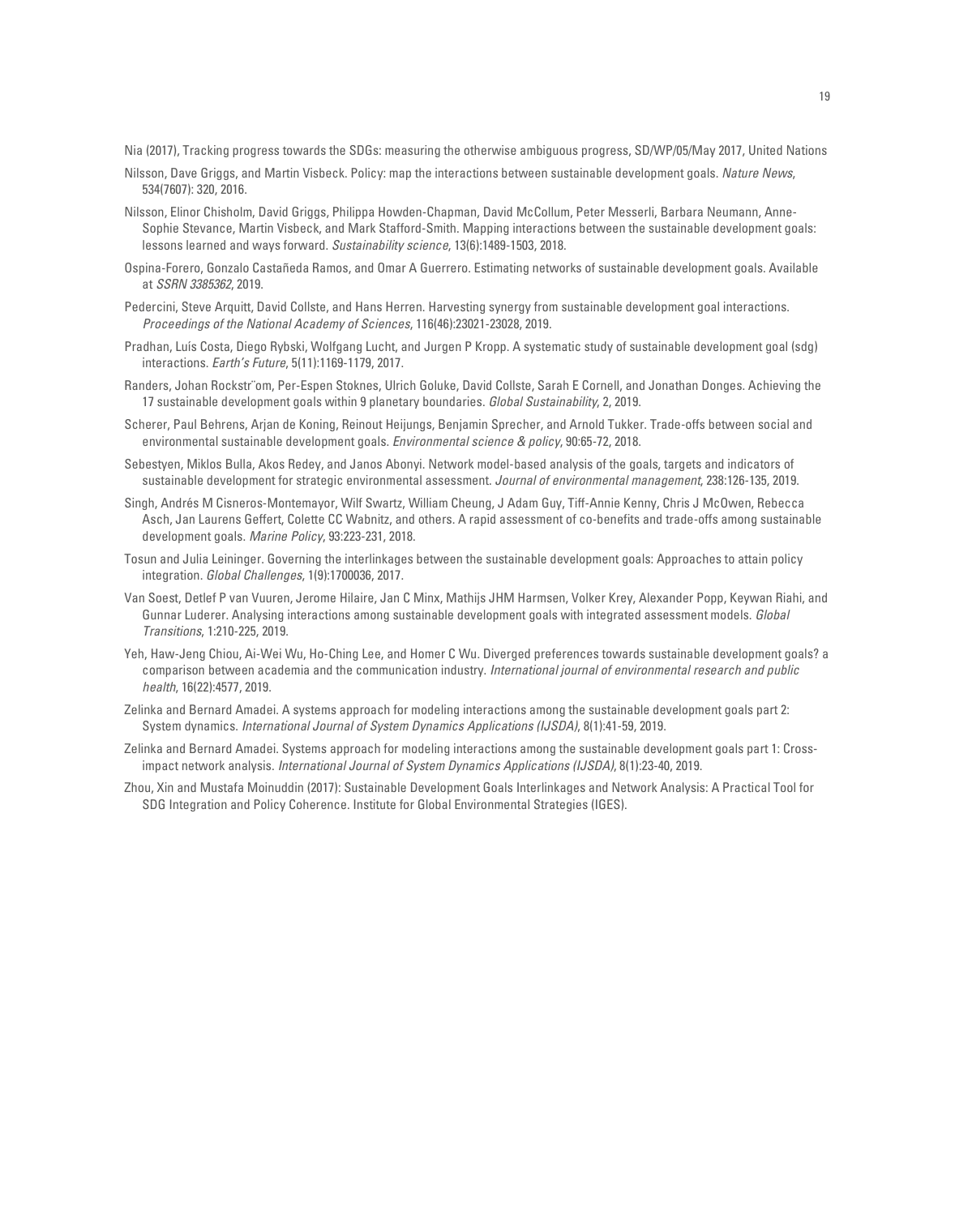Nia (2017), Tracking progress towards the SDGs: measuring the otherwise ambiguous progress, SD/WP/05/May 2017, United Nations

Nilsson, Dave Griggs, and Martin Visbeck. Policy: map the interactions between sustainable development goals. *Nature News*, 534(7607): 320, 2016.

Nilsson, Elinor Chisholm, David Griggs, Philippa Howden-Chapman, David McCollum, Peter Messerli, Barbara Neumann, Anne-Sophie Stevance, Martin Visbeck, and Mark Stafford-Smith. Mapping interactions between the sustainable development goals: lessons learned and ways forward. *Sustainability science*, 13(6):1489-1503, 2018.

Ospina-Forero, Gonzalo Castañeda Ramos, and Omar A Guerrero. Estimating networks of sustainable development goals. Available at *SSRN 3385362*, 2019.

Pedercini, Steve Arquitt, David Collste, and Hans Herren. Harvesting synergy from sustainable development goal interactions. *Proceedings of the National Academy of Sciences*, 116(46):23021-23028, 2019.

Pradhan, Luís Costa, Diego Rybski, Wolfgang Lucht, and Jurgen P Kropp. A systematic study of sustainable development goal (sdg) interactions. *Earth's Future*, 5(11):1169-1179, 2017.

Randers, Johan Rockstr¨om, Per-Espen Stoknes, Ulrich Goluke, David Collste, Sarah E Cornell, and Jonathan Donges. Achieving the 17 sustainable development goals within 9 planetary boundaries. *Global Sustainability*, 2, 2019.

Scherer, Paul Behrens, Arjan de Koning, Reinout Heijungs, Benjamin Sprecher, and Arnold Tukker. Trade-offs between social and environmental sustainable development goals. *Environmental science & policy*, 90:65-72, 2018.

Sebestyen, Miklos Bulla, Akos Redey, and Janos Abonyi. Network model-based analysis of the goals, targets and indicators of sustainable development for strategic environmental assessment. *Journal of environmental management*, 238:126-135, 2019.

Singh, Andrés M Cisneros-Montemayor, Wilf Swartz, William Cheung, J Adam Guy, Tiff-Annie Kenny, Chris J McOwen, Rebecca Asch, Jan Laurens Geffert, Colette CC Wabnitz, and others. A rapid assessment of co-benefits and trade-offs among sustainable development goals. *Marine Policy*, 93:223-231, 2018.

Tosun and Julia Leininger. Governing the interlinkages between the sustainable development goals: Approaches to attain policy integration. *Global Challenges*, 1(9):1700036, 2017.

Van Soest, Detlef P van Vuuren, Jerome Hilaire, Jan C Minx, Mathijs JHM Harmsen, Volker Krey, Alexander Popp, Keywan Riahi, and Gunnar Luderer. Analysing interactions among sustainable development goals with integrated assessment models. *Global Transitions*, 1:210-225, 2019.

Yeh, Haw-Jeng Chiou, Ai-Wei Wu, Ho-Ching Lee, and Homer C Wu. Diverged preferences towards sustainable development goals? a comparison between academia and the communication industry. *International journal of environmental research and public health*, 16(22):4577, 2019.

Zelinka and Bernard Amadei. A systems approach for modeling interactions among the sustainable development goals part 2: System dynamics. *International Journal of System Dynamics Applications (IJSDA)*, 8(1):41-59, 2019.

Zelinka and Bernard Amadei. Systems approach for modeling interactions among the sustainable development goals part 1: Cross-impact network analysis. *International Journal of System Dynamics Applications (IJSDA)*, 8(1):23-40, 2019.

Zhou, Xin and Mustafa Moinuddin (2017): Sustainable Development Goals Interlinkages and Network Analysis: A Practical Tool for SDG Integration and Policy Coherence. Institute for Global Environmental Strategies (IGES).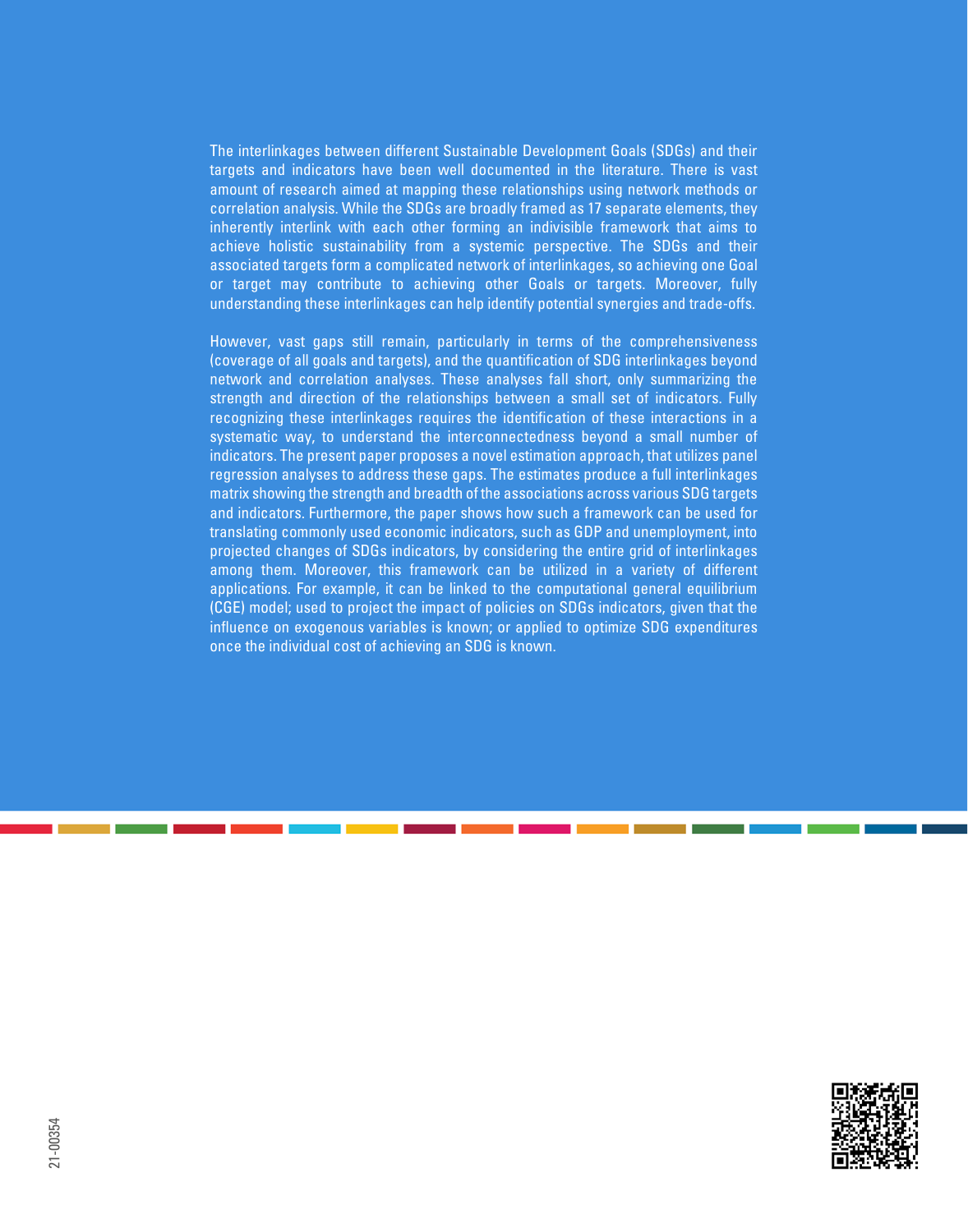The interlinkages between different Sustainable Development Goals (SDGs) and their targets and indicators have been well documented in the literature. There is vast amount of research aimed at mapping these relationships using network methods or correlation analysis. While the SDGs are broadly framed as 17 separate elements, they inherently interlink with each other forming an indivisible framework that aims to achieve holistic sustainability from a systemic perspective. The SDGs and their associated targets form a complicated network of interlinkages, so achieving one Goal or target may contribute to achieving other Goals or targets. Moreover, fully understanding these interlinkages can help identify potential synergies and trade-offs.

However, vast gaps still remain, particularly in terms of the comprehensiveness (coverage of all goals and targets), and the quantification of SDG interlinkages beyond network and correlation analyses. These analyses fall short, only summarizing the strength and direction of the relationships between a small set of indicators. Fully recognizing these interlinkages requires the identification of these interactions in a systematic way, to understand the interconnectedness beyond a small number of indicators. The present paper proposes a novel estimation approach, that utilizes panel regression analyses to address these gaps. The estimates produce a full interlinkages matrix showing the strength and breadth of the associations across various SDG targets and indicators. Furthermore, the paper shows how such a framework can be used for translating commonly used economic indicators, such as GDP and unemployment, into projected changes of SDGs indicators, by considering the entire grid of interlinkages among them. Moreover, this framework can be utilized in a variety of different applications. For example, it can be linked to the computational general equilibrium (CGE) model; used to project the impact of policies on SDGs indicators, given that the influence on exogenous variables is known; or applied to optimize SDG expenditures once the individual cost of achieving an SDG is known.

21-00354